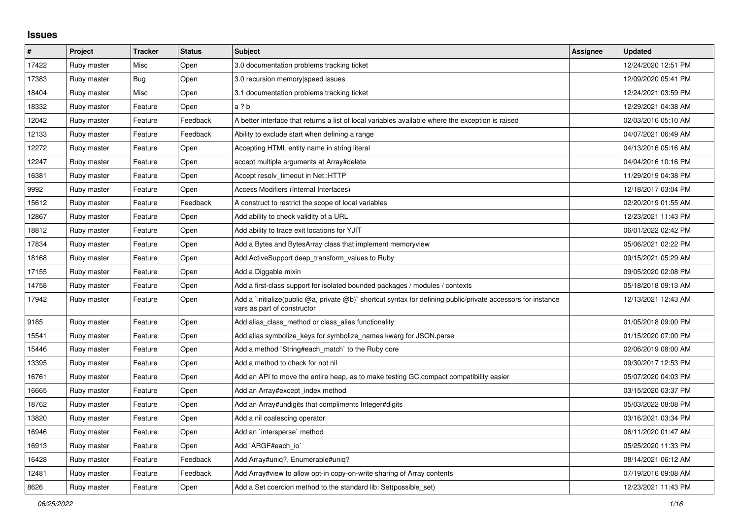## Issues

| # | Project | Tracker | Status | Subject | Assignee | Updated |
|---|---|---|---|---|---|---|
| 17422 | Ruby master | Misc | Open | 3.0 documentation problems tracking ticket | | 12/24/2020 12:51 PM |
| 17383 | Ruby master | Bug | Open | 3.0 recursion memory\|speed issues | | 12/09/2020 05:41 PM |
| 18404 | Ruby master | Misc | Open | 3.1 documentation problems tracking ticket | | 12/24/2021 03:59 PM |
| 18332 | Ruby master | Feature | Open | a ? b | | 12/29/2021 04:38 AM |
| 12042 | Ruby master | Feature | Feedback | A better interface that returns a list of local variables available where the exception is raised | | 02/03/2016 05:10 AM |
| 12133 | Ruby master | Feature | Feedback | Ability to exclude start when defining a range | | 04/07/2021 06:49 AM |
| 12272 | Ruby master | Feature | Open | Accepting HTML entity name in string literal | | 04/13/2016 05:16 AM |
| 12247 | Ruby master | Feature | Open | accept multiple arguments at Array#delete | | 04/04/2016 10:16 PM |
| 16381 | Ruby master | Feature | Open | Accept resolv_timeout in Net::HTTP | | 11/29/2019 04:38 PM |
| 9992 | Ruby master | Feature | Open | Access Modifiers (Internal Interfaces) | | 12/18/2017 03:04 PM |
| 15612 | Ruby master | Feature | Feedback | A construct to restrict the scope of local variables | | 02/20/2019 01:55 AM |
| 12867 | Ruby master | Feature | Open | Add ability to check validity of a URL | | 12/23/2021 11:43 PM |
| 18812 | Ruby master | Feature | Open | Add ability to trace exit locations for YJIT | | 06/01/2022 02:42 PM |
| 17834 | Ruby master | Feature | Open | Add a Bytes and BytesArray class that implement memoryview | | 05/06/2021 02:22 PM |
| 18168 | Ruby master | Feature | Open | Add ActiveSupport deep_transform_values to Ruby | | 09/15/2021 05:29 AM |
| 17155 | Ruby master | Feature | Open | Add a Diggable mixin | | 09/05/2020 02:08 PM |
| 14758 | Ruby master | Feature | Open | Add a first-class support for isolated bounded packages / modules / contexts | | 05/18/2018 09:13 AM |
| 17942 | Ruby master | Feature | Open | Add a `initialize(public @a, private @b)` shortcut syntax for defining public/private accessors for instance vars as part of constructor | | 12/13/2021 12:43 AM |
| 9185 | Ruby master | Feature | Open | Add alias_class_method or class_alias functionality | | 01/05/2018 09:00 PM |
| 15541 | Ruby master | Feature | Open | Add alias symbolize_keys for symbolize_names kwarg for JSON.parse | | 01/15/2020 07:00 PM |
| 15446 | Ruby master | Feature | Open | Add a method `String#each_match` to the Ruby core | | 02/06/2019 08:00 AM |
| 13395 | Ruby master | Feature | Open | Add a method to check for not nil | | 09/30/2017 12:53 PM |
| 16761 | Ruby master | Feature | Open | Add an API to move the entire heap, as to make testing GC.compact compatibility easier | | 05/07/2020 04:03 PM |
| 16665 | Ruby master | Feature | Open | Add an Array#except_index method | | 03/15/2020 03:37 PM |
| 18762 | Ruby master | Feature | Open | Add an Array#undigits that compliments Integer#digits | | 05/03/2022 08:08 PM |
| 13820 | Ruby master | Feature | Open | Add a nil coalescing operator | | 03/16/2021 03:34 PM |
| 16946 | Ruby master | Feature | Open | Add an `intersperse` method | | 06/11/2020 01:47 AM |
| 16913 | Ruby master | Feature | Open | Add `ARGF#each_io` | | 05/25/2020 11:33 PM |
| 16428 | Ruby master | Feature | Feedback | Add Array#uniq?, Enumerable#uniq? | | 08/14/2021 06:12 AM |
| 12481 | Ruby master | Feature | Feedback | Add Array#view to allow opt-in copy-on-write sharing of Array contents | | 07/19/2016 09:08 AM |
| 8626 | Ruby master | Feature | Open | Add a Set coercion method to the standard lib: Set(possible_set) | | 12/23/2021 11:43 PM |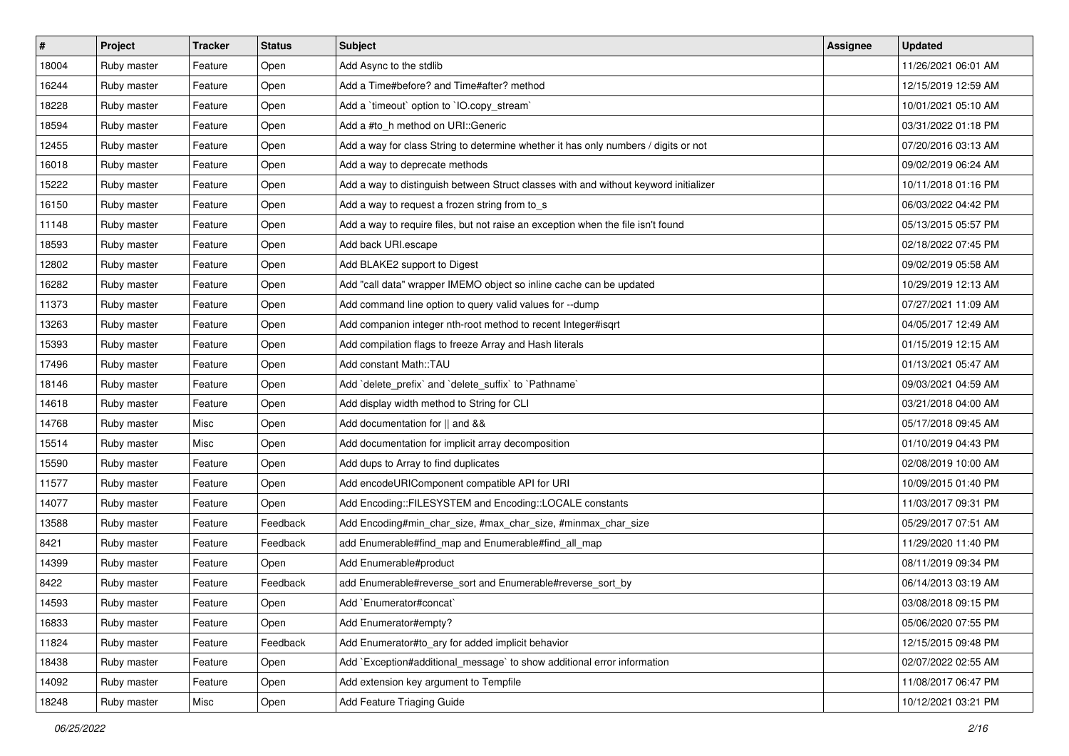| # | Project | Tracker | Status | Subject | Assignee | Updated |
|---|---|---|---|---|---|---|
| 18004 | Ruby master | Feature | Open | Add Async to the stdlib | | 11/26/2021 06:01 AM |
| 16244 | Ruby master | Feature | Open | Add a Time#before? and Time#after? method | | 12/15/2019 12:59 AM |
| 18228 | Ruby master | Feature | Open | Add a `timeout` option to `IO.copy_stream` | | 10/01/2021 05:10 AM |
| 18594 | Ruby master | Feature | Open | Add a #to_h method on URI::Generic | | 03/31/2022 01:18 PM |
| 12455 | Ruby master | Feature | Open | Add a way for class String to determine whether it has only numbers / digits or not | | 07/20/2016 03:13 AM |
| 16018 | Ruby master | Feature | Open | Add a way to deprecate methods | | 09/02/2019 06:24 AM |
| 15222 | Ruby master | Feature | Open | Add a way to distinguish between Struct classes with and without keyword initializer | | 10/11/2018 01:16 PM |
| 16150 | Ruby master | Feature | Open | Add a way to request a frozen string from to_s | | 06/03/2022 04:42 PM |
| 11148 | Ruby master | Feature | Open | Add a way to require files, but not raise an exception when the file isn't found | | 05/13/2015 05:57 PM |
| 18593 | Ruby master | Feature | Open | Add back URI.escape | | 02/18/2022 07:45 PM |
| 12802 | Ruby master | Feature | Open | Add BLAKE2 support to Digest | | 09/02/2019 05:58 AM |
| 16282 | Ruby master | Feature | Open | Add "call data" wrapper IMEMO object so inline cache can be updated | | 10/29/2019 12:13 AM |
| 11373 | Ruby master | Feature | Open | Add command line option to query valid values for --dump | | 07/27/2021 11:09 AM |
| 13263 | Ruby master | Feature | Open | Add companion integer nth-root method to recent Integer#isqrt | | 04/05/2017 12:49 AM |
| 15393 | Ruby master | Feature | Open | Add compilation flags to freeze Array and Hash literals | | 01/15/2019 12:15 AM |
| 17496 | Ruby master | Feature | Open | Add constant Math::TAU | | 01/13/2021 05:47 AM |
| 18146 | Ruby master | Feature | Open | Add `delete_prefix` and `delete_suffix` to `Pathname` | | 09/03/2021 04:59 AM |
| 14618 | Ruby master | Feature | Open | Add display width method to String for CLI | | 03/21/2018 04:00 AM |
| 14768 | Ruby master | Misc | Open | Add documentation for \|\| and && | | 05/17/2018 09:45 AM |
| 15514 | Ruby master | Misc | Open | Add documentation for implicit array decomposition | | 01/10/2019 04:43 PM |
| 15590 | Ruby master | Feature | Open | Add dups to Array to find duplicates | | 02/08/2019 10:00 AM |
| 11577 | Ruby master | Feature | Open | Add encodeURIComponent compatible API for URI | | 10/09/2015 01:40 PM |
| 14077 | Ruby master | Feature | Open | Add Encoding::FILESYSTEM and Encoding::LOCALE constants | | 11/03/2017 09:31 PM |
| 13588 | Ruby master | Feature | Feedback | Add Encoding#min_char_size, #max_char_size, #minmax_char_size | | 05/29/2017 07:51 AM |
| 8421 | Ruby master | Feature | Feedback | add Enumerable#find_map and Enumerable#find_all_map | | 11/29/2020 11:40 PM |
| 14399 | Ruby master | Feature | Open | Add Enumerable#product | | 08/11/2019 09:34 PM |
| 8422 | Ruby master | Feature | Feedback | add Enumerable#reverse_sort and Enumerable#reverse_sort_by | | 06/14/2013 03:19 AM |
| 14593 | Ruby master | Feature | Open | Add `Enumerator#concat` | | 03/08/2018 09:15 PM |
| 16833 | Ruby master | Feature | Open | Add Enumerator#empty? | | 05/06/2020 07:55 PM |
| 11824 | Ruby master | Feature | Feedback | Add Enumerator#to_ary for added implicit behavior | | 12/15/2015 09:48 PM |
| 18438 | Ruby master | Feature | Open | Add `Exception#additional_message` to show additional error information | | 02/07/2022 02:55 AM |
| 14092 | Ruby master | Feature | Open | Add extension key argument to Tempfile | | 11/08/2017 06:47 PM |
| 18248 | Ruby master | Misc | Open | Add Feature Triaging Guide | | 10/12/2021 03:21 PM |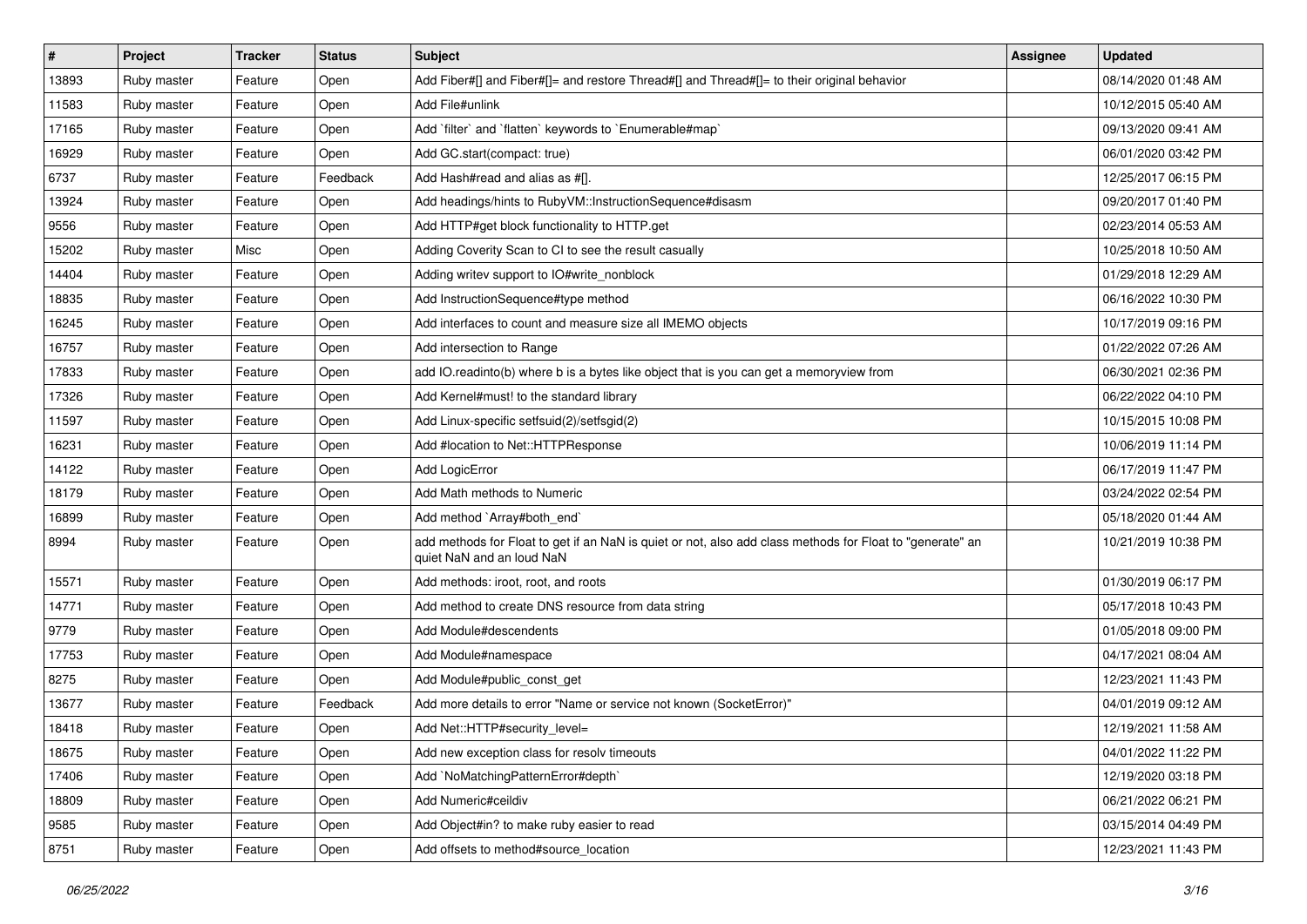| # | Project | Tracker | Status | Subject | Assignee | Updated |
|---|---|---|---|---|---|---|
| 13893 | Ruby master | Feature | Open | Add Fiber#[] and Fiber#[]= and restore Thread#[] and Thread#[]= to their original behavior | | 08/14/2020 01:48 AM |
| 11583 | Ruby master | Feature | Open | Add File#unlink | | 10/12/2015 05:40 AM |
| 17165 | Ruby master | Feature | Open | Add `filter` and `flatten` keywords to `Enumerable#map` | | 09/13/2020 09:41 AM |
| 16929 | Ruby master | Feature | Open | Add GC.start(compact: true) | | 06/01/2020 03:42 PM |
| 6737 | Ruby master | Feature | Feedback | Add Hash#read and alias as #[]. | | 12/25/2017 06:15 PM |
| 13924 | Ruby master | Feature | Open | Add headings/hints to RubyVM::InstructionSequence#disasm | | 09/20/2017 01:40 PM |
| 9556 | Ruby master | Feature | Open | Add HTTP#get block functionality to HTTP.get | | 02/23/2014 05:53 AM |
| 15202 | Ruby master | Misc | Open | Adding Coverity Scan to CI to see the result casually | | 10/25/2018 10:50 AM |
| 14404 | Ruby master | Feature | Open | Adding writev support to IO#write_nonblock | | 01/29/2018 12:29 AM |
| 18835 | Ruby master | Feature | Open | Add InstructionSequence#type method | | 06/16/2022 10:30 PM |
| 16245 | Ruby master | Feature | Open | Add interfaces to count and measure size all IMEMO objects | | 10/17/2019 09:16 PM |
| 16757 | Ruby master | Feature | Open | Add intersection to Range | | 01/22/2022 07:26 AM |
| 17833 | Ruby master | Feature | Open | add IO.readinto(b) where b is a bytes like object that is you can get a memoryview from | | 06/30/2021 02:36 PM |
| 17326 | Ruby master | Feature | Open | Add Kernel#must! to the standard library | | 06/22/2022 04:10 PM |
| 11597 | Ruby master | Feature | Open | Add Linux-specific setfsuid(2)/setfsgid(2) | | 10/15/2015 10:08 PM |
| 16231 | Ruby master | Feature | Open | Add #location to Net::HTTPResponse | | 10/06/2019 11:14 PM |
| 14122 | Ruby master | Feature | Open | Add LogicError | | 06/17/2019 11:47 PM |
| 18179 | Ruby master | Feature | Open | Add Math methods to Numeric | | 03/24/2022 02:54 PM |
| 16899 | Ruby master | Feature | Open | Add method `Array#both_end` | | 05/18/2020 01:44 AM |
| 8994 | Ruby master | Feature | Open | add methods for Float to get if an NaN is quiet or not, also add class methods for Float to "generate" an quiet NaN and an loud NaN | | 10/21/2019 10:38 PM |
| 15571 | Ruby master | Feature | Open | Add methods: iroot, root, and roots | | 01/30/2019 06:17 PM |
| 14771 | Ruby master | Feature | Open | Add method to create DNS resource from data string | | 05/17/2018 10:43 PM |
| 9779 | Ruby master | Feature | Open | Add Module#descendents | | 01/05/2018 09:00 PM |
| 17753 | Ruby master | Feature | Open | Add Module#namespace | | 04/17/2021 08:04 AM |
| 8275 | Ruby master | Feature | Open | Add Module#public_const_get | | 12/23/2021 11:43 PM |
| 13677 | Ruby master | Feature | Feedback | Add more details to error "Name or service not known (SocketError)" | | 04/01/2019 09:12 AM |
| 18418 | Ruby master | Feature | Open | Add Net::HTTP#security_level= | | 12/19/2021 11:58 AM |
| 18675 | Ruby master | Feature | Open | Add new exception class for resolv timeouts | | 04/01/2022 11:22 PM |
| 17406 | Ruby master | Feature | Open | Add `NoMatchingPatternError#depth` | | 12/19/2020 03:18 PM |
| 18809 | Ruby master | Feature | Open | Add Numeric#ceildiv | | 06/21/2022 06:21 PM |
| 9585 | Ruby master | Feature | Open | Add Object#in? to make ruby easier to read | | 03/15/2014 04:49 PM |
| 8751 | Ruby master | Feature | Open | Add offsets to method#source_location | | 12/23/2021 11:43 PM |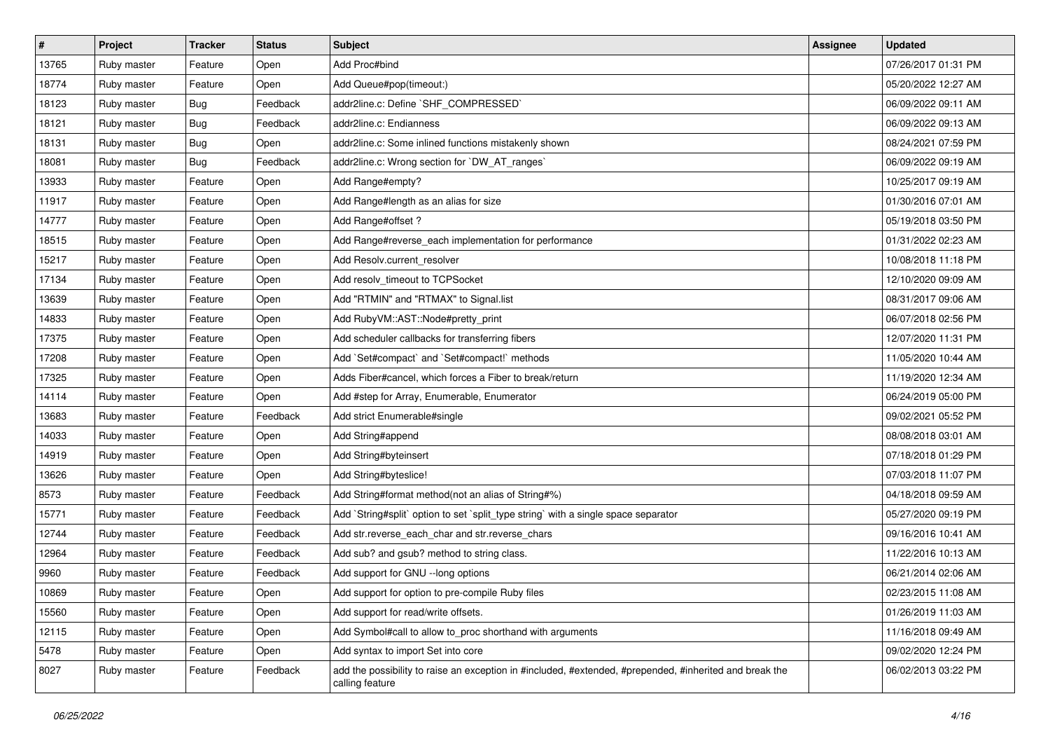| # | Project | Tracker | Status | Subject | Assignee | Updated |
|---|---|---|---|---|---|---|
| 13765 | Ruby master | Feature | Open | Add Proc#bind | | 07/26/2017 01:31 PM |
| 18774 | Ruby master | Feature | Open | Add Queue#pop(timeout:) | | 05/20/2022 12:27 AM |
| 18123 | Ruby master | Bug | Feedback | addr2line.c: Define `SHF_COMPRESSED` | | 06/09/2022 09:11 AM |
| 18121 | Ruby master | Bug | Feedback | addr2line.c: Endianness | | 06/09/2022 09:13 AM |
| 18131 | Ruby master | Bug | Open | addr2line.c: Some inlined functions mistakenly shown | | 08/24/2021 07:59 PM |
| 18081 | Ruby master | Bug | Feedback | addr2line.c: Wrong section for `DW_AT_ranges` | | 06/09/2022 09:19 AM |
| 13933 | Ruby master | Feature | Open | Add Range#empty? | | 10/25/2017 09:19 AM |
| 11917 | Ruby master | Feature | Open | Add Range#length as an alias for size | | 01/30/2016 07:01 AM |
| 14777 | Ruby master | Feature | Open | Add Range#offset ? | | 05/19/2018 03:50 PM |
| 18515 | Ruby master | Feature | Open | Add Range#reverse_each implementation for performance | | 01/31/2022 02:23 AM |
| 15217 | Ruby master | Feature | Open | Add Resolv.current_resolver | | 10/08/2018 11:18 PM |
| 17134 | Ruby master | Feature | Open | Add resolv_timeout to TCPSocket | | 12/10/2020 09:09 AM |
| 13639 | Ruby master | Feature | Open | Add "RTMIN" and "RTMAX" to Signal.list | | 08/31/2017 09:06 AM |
| 14833 | Ruby master | Feature | Open | Add RubyVM::AST::Node#pretty_print | | 06/07/2018 02:56 PM |
| 17375 | Ruby master | Feature | Open | Add scheduler callbacks for transferring fibers | | 12/07/2020 11:31 PM |
| 17208 | Ruby master | Feature | Open | Add `Set#compact` and `Set#compact!` methods | | 11/05/2020 10:44 AM |
| 17325 | Ruby master | Feature | Open | Adds Fiber#cancel, which forces a Fiber to break/return | | 11/19/2020 12:34 AM |
| 14114 | Ruby master | Feature | Open | Add #step for Array, Enumerable, Enumerator | | 06/24/2019 05:00 PM |
| 13683 | Ruby master | Feature | Feedback | Add strict Enumerable#single | | 09/02/2021 05:52 PM |
| 14033 | Ruby master | Feature | Open | Add String#append | | 08/08/2018 03:01 AM |
| 14919 | Ruby master | Feature | Open | Add String#byteinsert | | 07/18/2018 01:29 PM |
| 13626 | Ruby master | Feature | Open | Add String#byteslice! | | 07/03/2018 11:07 PM |
| 8573 | Ruby master | Feature | Feedback | Add String#format method(not an alias of String#%) | | 04/18/2018 09:59 AM |
| 15771 | Ruby master | Feature | Feedback | Add `String#split` option to set `split_type string` with a single space separator | | 05/27/2020 09:19 PM |
| 12744 | Ruby master | Feature | Feedback | Add str.reverse_each_char and str.reverse_chars | | 09/16/2016 10:41 AM |
| 12964 | Ruby master | Feature | Feedback | Add sub? and gsub? method to string class. | | 11/22/2016 10:13 AM |
| 9960 | Ruby master | Feature | Feedback | Add support for GNU --long options | | 06/21/2014 02:06 AM |
| 10869 | Ruby master | Feature | Open | Add support for option to pre-compile Ruby files | | 02/23/2015 11:08 AM |
| 15560 | Ruby master | Feature | Open | Add support for read/write offsets. | | 01/26/2019 11:03 AM |
| 12115 | Ruby master | Feature | Open | Add Symbol#call to allow to_proc shorthand with arguments | | 11/16/2018 09:49 AM |
| 5478 | Ruby master | Feature | Open | Add syntax to import Set into core | | 09/02/2020 12:24 PM |
| 8027 | Ruby master | Feature | Feedback | add the possibility to raise an exception in #included, #extended, #prepended, #inherited and break the calling feature | | 06/02/2013 03:22 PM |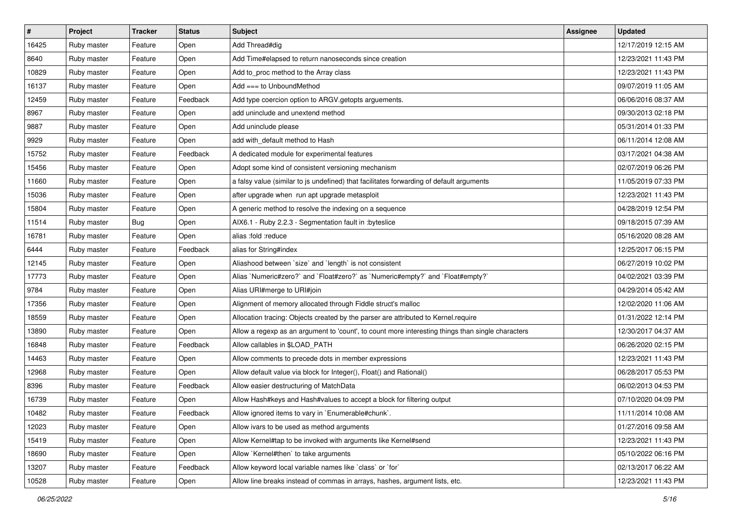| # | Project | Tracker | Status | Subject | Assignee | Updated |
|---|---|---|---|---|---|---|
| 16425 | Ruby master | Feature | Open | Add Thread#dig | | 12/17/2019 12:15 AM |
| 8640 | Ruby master | Feature | Open | Add Time#elapsed to return nanoseconds since creation | | 12/23/2021 11:43 PM |
| 10829 | Ruby master | Feature | Open | Add to_proc method to the Array class | | 12/23/2021 11:43 PM |
| 16137 | Ruby master | Feature | Open | Add === to UnboundMethod | | 09/07/2019 11:05 AM |
| 12459 | Ruby master | Feature | Feedback | Add type coercion option to ARGV.getopts arguements. | | 06/06/2016 08:37 AM |
| 8967 | Ruby master | Feature | Open | add uninclude and unextend method | | 09/30/2013 02:18 PM |
| 9887 | Ruby master | Feature | Open | Add uninclude please | | 05/31/2014 01:33 PM |
| 9929 | Ruby master | Feature | Open | add with_default method to Hash | | 06/11/2014 12:08 AM |
| 15752 | Ruby master | Feature | Feedback | A dedicated module for experimental features | | 03/17/2021 04:38 AM |
| 15456 | Ruby master | Feature | Open | Adopt some kind of consistent versioning mechanism | | 02/07/2019 06:26 PM |
| 11660 | Ruby master | Feature | Open | a falsy value (similar to js undefined) that facilitates forwarding of default arguments | | 11/05/2019 07:33 PM |
| 15036 | Ruby master | Feature | Open | after upgrade when run apt upgrade metasploit | | 12/23/2021 11:43 PM |
| 15804 | Ruby master | Feature | Open | A generic method to resolve the indexing on a sequence | | 04/28/2019 12:54 PM |
| 11514 | Ruby master | Bug | Open | AIX6.1 - Ruby 2.2.3 - Segmentation fault in :byteslice | | 09/18/2015 07:39 AM |
| 16781 | Ruby master | Feature | Open | alias :fold :reduce | | 05/16/2020 08:28 AM |
| 6444 | Ruby master | Feature | Feedback | alias for String#index | | 12/25/2017 06:15 PM |
| 12145 | Ruby master | Feature | Open | Aliashood between `size` and `length` is not consistent | | 06/27/2019 10:02 PM |
| 17773 | Ruby master | Feature | Open | Alias `Numeric#zero?` and `Float#zero?` as `Numeric#empty?` and `Float#empty?` | | 04/02/2021 03:39 PM |
| 9784 | Ruby master | Feature | Open | Alias URI#merge to URI#join | | 04/29/2014 05:42 AM |
| 17356 | Ruby master | Feature | Open | Alignment of memory allocated through Fiddle struct's malloc | | 12/02/2020 11:06 AM |
| 18559 | Ruby master | Feature | Open | Allocation tracing: Objects created by the parser are attributed to Kernel.require | | 01/31/2022 12:14 PM |
| 13890 | Ruby master | Feature | Open | Allow a regexp as an argument to 'count', to count more interesting things than single characters | | 12/30/2017 04:37 AM |
| 16848 | Ruby master | Feature | Feedback | Allow callables in $LOAD_PATH | | 06/26/2020 02:15 PM |
| 14463 | Ruby master | Feature | Open | Allow comments to precede dots in member expressions | | 12/23/2021 11:43 PM |
| 12968 | Ruby master | Feature | Open | Allow default value via block for Integer(), Float() and Rational() | | 06/28/2017 05:53 PM |
| 8396 | Ruby master | Feature | Feedback | Allow easier destructuring of MatchData | | 06/02/2013 04:53 PM |
| 16739 | Ruby master | Feature | Open | Allow Hash#keys and Hash#values to accept a block for filtering output | | 07/10/2020 04:09 PM |
| 10482 | Ruby master | Feature | Feedback | Allow ignored items to vary in `Enumerable#chunk`. | | 11/11/2014 10:08 AM |
| 12023 | Ruby master | Feature | Open | Allow ivars to be used as method arguments | | 01/27/2016 09:58 AM |
| 15419 | Ruby master | Feature | Open | Allow Kernel#tap to be invoked with arguments like Kernel#send | | 12/23/2021 11:43 PM |
| 18690 | Ruby master | Feature | Open | Allow `Kernel#then` to take arguments | | 05/10/2022 06:16 PM |
| 13207 | Ruby master | Feature | Feedback | Allow keyword local variable names like `class` or `for` | | 02/13/2017 06:22 AM |
| 10528 | Ruby master | Feature | Open | Allow line breaks instead of commas in arrays, hashes, argument lists, etc. | | 12/23/2021 11:43 PM |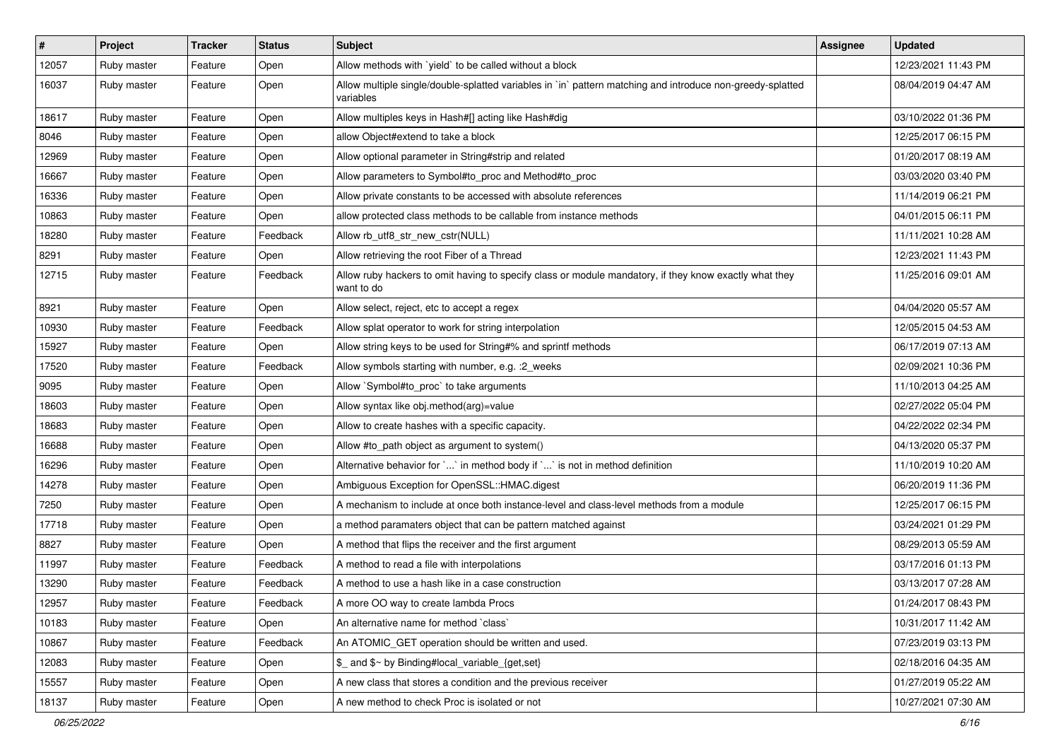| # | Project | Tracker | Status | Subject | Assignee | Updated |
|---|---|---|---|---|---|---|
| 12057 | Ruby master | Feature | Open | Allow methods with `yield` to be called without a block | | 12/23/2021 11:43 PM |
| 16037 | Ruby master | Feature | Open | Allow multiple single/double-splatted variables in `in` pattern matching and introduce non-greedy-splatted variables | | 08/04/2019 04:47 AM |
| 18617 | Ruby master | Feature | Open | Allow multiples keys in Hash#[] acting like Hash#dig | | 03/10/2022 01:36 PM |
| 8046 | Ruby master | Feature | Open | allow Object#extend to take a block | | 12/25/2017 06:15 PM |
| 12969 | Ruby master | Feature | Open | Allow optional parameter in String#strip and related | | 01/20/2017 08:19 AM |
| 16667 | Ruby master | Feature | Open | Allow parameters to Symbol#to_proc and Method#to_proc | | 03/03/2020 03:40 PM |
| 16336 | Ruby master | Feature | Open | Allow private constants to be accessed with absolute references | | 11/14/2019 06:21 PM |
| 10863 | Ruby master | Feature | Open | allow protected class methods to be callable from instance methods | | 04/01/2015 06:11 PM |
| 18280 | Ruby master | Feature | Feedback | Allow rb_utf8_str_new_cstr(NULL) | | 11/11/2021 10:28 AM |
| 8291 | Ruby master | Feature | Open | Allow retrieving the root Fiber of a Thread | | 12/23/2021 11:43 PM |
| 12715 | Ruby master | Feature | Feedback | Allow ruby hackers to omit having to specify class or module mandatory, if they know exactly what they want to do | | 11/25/2016 09:01 AM |
| 8921 | Ruby master | Feature | Open | Allow select, reject, etc to accept a regex | | 04/04/2020 05:57 AM |
| 10930 | Ruby master | Feature | Feedback | Allow splat operator to work for string interpolation | | 12/05/2015 04:53 AM |
| 15927 | Ruby master | Feature | Open | Allow string keys to be used for String#% and sprintf methods | | 06/17/2019 07:13 AM |
| 17520 | Ruby master | Feature | Feedback | Allow symbols starting with number, e.g. :2_weeks | | 02/09/2021 10:36 PM |
| 9095 | Ruby master | Feature | Open | Allow `Symbol#to_proc` to take arguments | | 11/10/2013 04:25 AM |
| 18603 | Ruby master | Feature | Open | Allow syntax like obj.method(arg)=value | | 02/27/2022 05:04 PM |
| 18683 | Ruby master | Feature | Open | Allow to create hashes with a specific capacity. | | 04/22/2022 02:34 PM |
| 16688 | Ruby master | Feature | Open | Allow #to_path object as argument to system() | | 04/13/2020 05:37 PM |
| 16296 | Ruby master | Feature | Open | Alternative behavior for `...` in method body if `...` is not in method definition | | 11/10/2019 10:20 AM |
| 14278 | Ruby master | Feature | Open | Ambiguous Exception for OpenSSL::HMAC.digest | | 06/20/2019 11:36 PM |
| 7250 | Ruby master | Feature | Open | A mechanism to include at once both instance-level and class-level methods from a module | | 12/25/2017 06:15 PM |
| 17718 | Ruby master | Feature | Open | a method paramaters object that can be pattern matched against | | 03/24/2021 01:29 PM |
| 8827 | Ruby master | Feature | Open | A method that flips the receiver and the first argument | | 08/29/2013 05:59 AM |
| 11997 | Ruby master | Feature | Feedback | A method to read a file with interpolations | | 03/17/2016 01:13 PM |
| 13290 | Ruby master | Feature | Feedback | A method to use a hash like in a case construction | | 03/13/2017 07:28 AM |
| 12957 | Ruby master | Feature | Feedback | A more OO way to create lambda Procs | | 01/24/2017 08:43 PM |
| 10183 | Ruby master | Feature | Open | An alternative name for method `class` | | 10/31/2017 11:42 AM |
| 10867 | Ruby master | Feature | Feedback | An ATOMIC_GET operation should be written and used. | | 07/23/2019 03:13 PM |
| 12083 | Ruby master | Feature | Open | $_ and $~ by Binding#local_variable_{get,set} | | 02/18/2016 04:35 AM |
| 15557 | Ruby master | Feature | Open | A new class that stores a condition and the previous receiver | | 01/27/2019 05:22 AM |
| 18137 | Ruby master | Feature | Open | A new method to check Proc is isolated or not | | 10/27/2021 07:30 AM |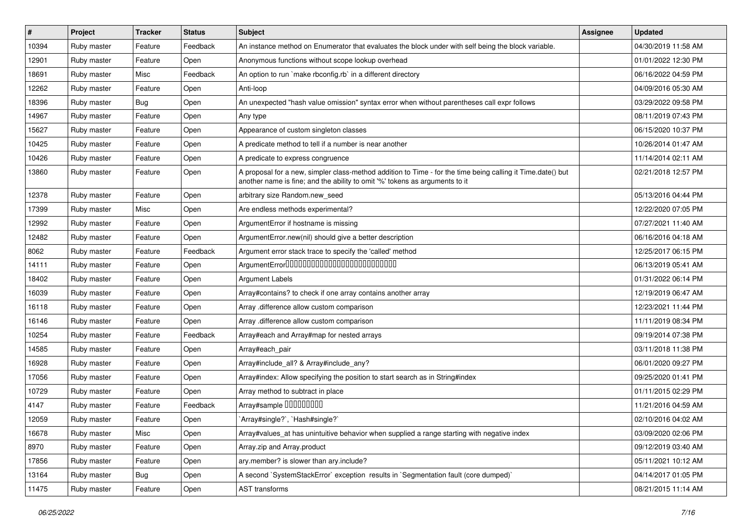| # | Project | Tracker | Status | Subject | Assignee | Updated |
|---|---|---|---|---|---|---|
| 10394 | Ruby master | Feature | Feedback | An instance method on Enumerator that evaluates the block under with self being the block variable. | | 04/30/2019 11:58 AM |
| 12901 | Ruby master | Feature | Open | Anonymous functions without scope lookup overhead | | 01/01/2022 12:30 PM |
| 18691 | Ruby master | Misc | Feedback | An option to run `make rbconfig.rb` in a different directory | | 06/16/2022 04:59 PM |
| 12262 | Ruby master | Feature | Open | Anti-loop | | 04/09/2016 05:30 AM |
| 18396 | Ruby master | Bug | Open | An unexpected "hash value omission" syntax error when without parentheses call expr follows | | 03/29/2022 09:58 PM |
| 14967 | Ruby master | Feature | Open | Any type | | 08/11/2019 07:43 PM |
| 15627 | Ruby master | Feature | Open | Appearance of custom singleton classes | | 06/15/2020 10:37 PM |
| 10425 | Ruby master | Feature | Open | A predicate method to tell if a number is near another | | 10/26/2014 01:47 AM |
| 10426 | Ruby master | Feature | Open | A predicate to express congruence | | 11/14/2014 02:11 AM |
| 13860 | Ruby master | Feature | Open | A proposal for a new, simpler class-method addition to Time - for the time being calling it Time.date() but another name is fine; and the ability to omit '%' tokens as arguments to it | | 02/21/2018 12:57 PM |
| 12378 | Ruby master | Feature | Open | arbitrary size Random.new_seed | | 05/13/2016 04:44 PM |
| 17399 | Ruby master | Misc | Open | Are endless methods experimental? | | 12/22/2020 07:05 PM |
| 12992 | Ruby master | Feature | Open | ArgumentError if hostname is missing | | 07/27/2021 11:40 AM |
| 12482 | Ruby master | Feature | Open | ArgumentError.new(nil) should give a better description | | 06/16/2016 04:18 AM |
| 8062 | Ruby master | Feature | Feedback | Argument error stack trace to specify the 'called' method | | 12/25/2017 06:15 PM |
| 14111 | Ruby master | Feature | Open | ArgumentError□□□□□□□□□□□□□□□□□□□□□□□□□□□□ | | 06/13/2019 05:41 AM |
| 18402 | Ruby master | Feature | Open | Argument Labels | | 01/31/2022 06:14 PM |
| 16039 | Ruby master | Feature | Open | Array#contains? to check if one array contains another array | | 12/19/2019 06:47 AM |
| 16118 | Ruby master | Feature | Open | Array .difference allow custom comparison | | 12/23/2021 11:44 PM |
| 16146 | Ruby master | Feature | Open | Array .difference allow custom comparison | | 11/11/2019 08:34 PM |
| 10254 | Ruby master | Feature | Feedback | Array#each and Array#map for nested arrays | | 09/19/2014 07:38 PM |
| 14585 | Ruby master | Feature | Open | Array#each_pair | | 03/11/2018 11:38 PM |
| 16928 | Ruby master | Feature | Open | Array#include_all? & Array#include_any? | | 06/01/2020 09:27 PM |
| 17056 | Ruby master | Feature | Open | Array#index: Allow specifying the position to start search as in String#index | | 09/25/2020 01:41 PM |
| 10729 | Ruby master | Feature | Open | Array method to subtract in place | | 01/11/2015 02:29 PM |
| 4147 | Ruby master | Feature | Feedback | Array#sample □□□□□□□□□ | | 11/21/2016 04:59 AM |
| 12059 | Ruby master | Feature | Open | `Array#single?`, `Hash#single?` | | 02/10/2016 04:02 AM |
| 16678 | Ruby master | Misc | Open | Array#values_at has unintuitive behavior when supplied a range starting with negative index | | 03/09/2020 02:06 PM |
| 8970 | Ruby master | Feature | Open | Array.zip and Array.product | | 09/12/2019 03:40 AM |
| 17856 | Ruby master | Feature | Open | ary.member? is slower than ary.include? | | 05/11/2021 10:12 AM |
| 13164 | Ruby master | Bug | Open | A second `SystemStackError` exception results in `Segmentation fault (core dumped)` | | 04/14/2017 01:05 PM |
| 11475 | Ruby master | Feature | Open | AST transforms | | 08/21/2015 11:14 AM |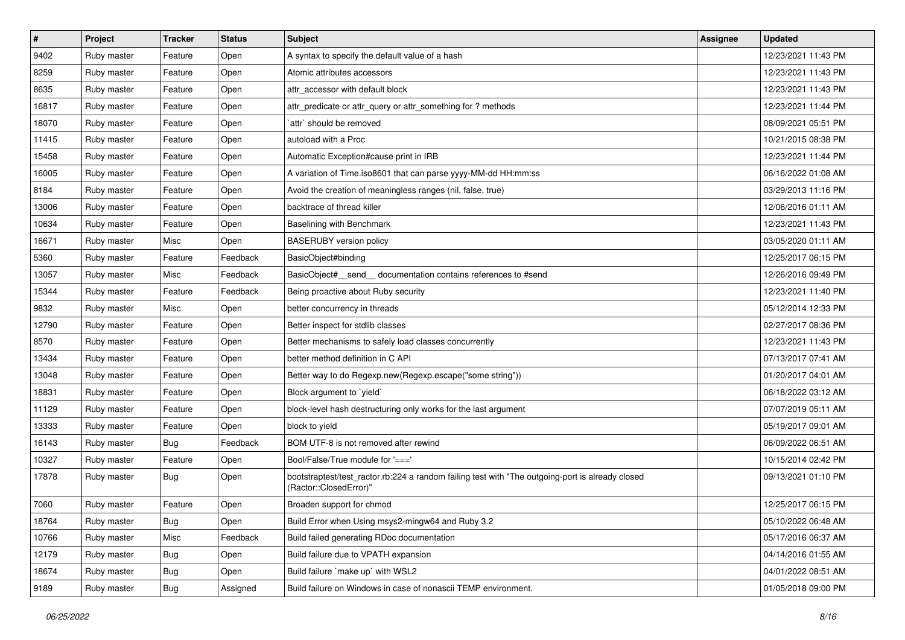| # | Project | Tracker | Status | Subject | Assignee | Updated |
|---|---|---|---|---|---|---|
| 9402 | Ruby master | Feature | Open | A syntax to specify the default value of a hash | | 12/23/2021 11:43 PM |
| 8259 | Ruby master | Feature | Open | Atomic attributes accessors | | 12/23/2021 11:43 PM |
| 8635 | Ruby master | Feature | Open | attr_accessor with default block | | 12/23/2021 11:43 PM |
| 16817 | Ruby master | Feature | Open | attr_predicate or attr_query or attr_something for ? methods | | 12/23/2021 11:44 PM |
| 18070 | Ruby master | Feature | Open | `attr` should be removed | | 08/09/2021 05:51 PM |
| 11415 | Ruby master | Feature | Open | autoload with a Proc | | 10/21/2015 08:38 PM |
| 15458 | Ruby master | Feature | Open | Automatic Exception#cause print in IRB | | 12/23/2021 11:44 PM |
| 16005 | Ruby master | Feature | Open | A variation of Time.iso8601 that can parse yyyy-MM-dd HH:mm:ss | | 06/16/2022 01:08 AM |
| 8184 | Ruby master | Feature | Open | Avoid the creation of meaningless ranges (nil, false, true) | | 03/29/2013 11:16 PM |
| 13006 | Ruby master | Feature | Open | backtrace of thread killer | | 12/06/2016 01:11 AM |
| 10634 | Ruby master | Feature | Open | Baselining with Benchmark | | 12/23/2021 11:43 PM |
| 16671 | Ruby master | Misc | Open | BASERUBY version policy | | 03/05/2020 01:11 AM |
| 5360 | Ruby master | Feature | Feedback | BasicObject#binding | | 12/25/2017 06:15 PM |
| 13057 | Ruby master | Misc | Feedback | BasicObject#__send__ documentation contains references to #send | | 12/26/2016 09:49 PM |
| 15344 | Ruby master | Feature | Feedback | Being proactive about Ruby security | | 12/23/2021 11:40 PM |
| 9832 | Ruby master | Misc | Open | better concurrency in threads | | 05/12/2014 12:33 PM |
| 12790 | Ruby master | Feature | Open | Better inspect for stdlib classes | | 02/27/2017 08:36 PM |
| 8570 | Ruby master | Feature | Open | Better mechanisms to safely load classes concurrently | | 12/23/2021 11:43 PM |
| 13434 | Ruby master | Feature | Open | better method definition in C API | | 07/13/2017 07:41 AM |
| 13048 | Ruby master | Feature | Open | Better way to do Regexp.new(Regexp.escape("some string")) | | 01/20/2017 04:01 AM |
| 18831 | Ruby master | Feature | Open | Block argument to `yield` | | 06/18/2022 03:12 AM |
| 11129 | Ruby master | Feature | Open | block-level hash destructuring only works for the last argument | | 07/07/2019 05:11 AM |
| 13333 | Ruby master | Feature | Open | block to yield | | 05/19/2017 09:01 AM |
| 16143 | Ruby master | Bug | Feedback | BOM UTF-8 is not removed after rewind | | 06/09/2022 06:51 AM |
| 10327 | Ruby master | Feature | Open | Bool/False/True module for '===' | | 10/15/2014 02:42 PM |
| 17878 | Ruby master | Bug | Open | bootstraptest/test_ractor.rb:224 a random failing test with "The outgoing-port is already closed (Ractor::ClosedError)" | | 09/13/2021 01:10 PM |
| 7060 | Ruby master | Feature | Open | Broaden support for chmod | | 12/25/2017 06:15 PM |
| 18764 | Ruby master | Bug | Open | Build Error when Using msys2-mingw64 and Ruby 3.2 | | 05/10/2022 06:48 AM |
| 10766 | Ruby master | Misc | Feedback | Build failed generating RDoc documentation | | 05/17/2016 06:37 AM |
| 12179 | Ruby master | Bug | Open | Build failure due to VPATH expansion | | 04/14/2016 01:55 AM |
| 18674 | Ruby master | Bug | Open | Build failure `make up` with WSL2 | | 04/01/2022 08:51 AM |
| 9189 | Ruby master | Bug | Assigned | Build failure on Windows in case of nonascii TEMP environment. | | 01/05/2018 09:00 PM |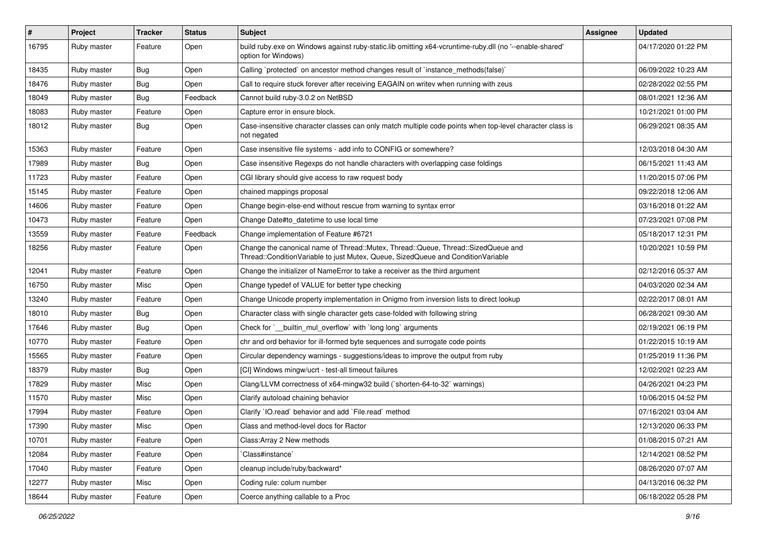| # | Project | Tracker | Status | Subject | Assignee | Updated |
|---|---|---|---|---|---|---|
| 16795 | Ruby master | Feature | Open | build ruby.exe on Windows against ruby-static.lib omitting x64-vcruntime-ruby.dll (no '--enable-shared' option for Windows) | | 04/17/2020 01:22 PM |
| 18435 | Ruby master | Bug | Open | Calling `protected` on ancestor method changes result of `instance_methods(false)` | | 06/09/2022 10:23 AM |
| 18476 | Ruby master | Bug | Open | Call to require stuck forever after receiving EAGAIN on writev when running with zeus | | 02/28/2022 02:55 PM |
| 18049 | Ruby master | Bug | Feedback | Cannot build ruby-3.0.2 on NetBSD | | 08/01/2021 12:36 AM |
| 18083 | Ruby master | Feature | Open | Capture error in ensure block. | | 10/21/2021 01:00 PM |
| 18012 | Ruby master | Bug | Open | Case-insensitive character classes can only match multiple code points when top-level character class is not negated | | 06/29/2021 08:35 AM |
| 15363 | Ruby master | Feature | Open | Case insensitive file systems - add info to CONFIG or somewhere? | | 12/03/2018 04:30 AM |
| 17989 | Ruby master | Bug | Open | Case insensitive Regexps do not handle characters with overlapping case foldings | | 06/15/2021 11:43 AM |
| 11723 | Ruby master | Feature | Open | CGI library should give access to raw request body | | 11/20/2015 07:06 PM |
| 15145 | Ruby master | Feature | Open | chained mappings proposal | | 09/22/2018 12:06 AM |
| 14606 | Ruby master | Feature | Open | Change begin-else-end without rescue from warning to syntax error | | 03/16/2018 01:22 AM |
| 10473 | Ruby master | Feature | Open | Change Date#to_datetime to use local time | | 07/23/2021 07:08 PM |
| 13559 | Ruby master | Feature | Feedback | Change implementation of Feature #6721 | | 05/18/2017 12:31 PM |
| 18256 | Ruby master | Feature | Open | Change the canonical name of Thread::Mutex, Thread::Queue, Thread::SizedQueue and Thread::ConditionVariable to just Mutex, Queue, SizedQueue and ConditionVariable | | 10/20/2021 10:59 PM |
| 12041 | Ruby master | Feature | Open | Change the initializer of NameError to take a receiver as the third argument | | 02/12/2016 05:37 AM |
| 16750 | Ruby master | Misc | Open | Change typedef of VALUE for better type checking | | 04/03/2020 02:34 AM |
| 13240 | Ruby master | Feature | Open | Change Unicode property implementation in Onigmo from inversion lists to direct lookup | | 02/22/2017 08:01 AM |
| 18010 | Ruby master | Bug | Open | Character class with single character gets case-folded with following string | | 06/28/2021 09:30 AM |
| 17646 | Ruby master | Bug | Open | Check for `__builtin_mul_overflow` with `long long` arguments | | 02/19/2021 06:19 PM |
| 10770 | Ruby master | Feature | Open | chr and ord behavior for ill-formed byte sequences and surrogate code points | | 01/22/2015 10:19 AM |
| 15565 | Ruby master | Feature | Open | Circular dependency warnings - suggestions/ideas to improve the output from ruby | | 01/25/2019 11:36 PM |
| 18379 | Ruby master | Bug | Open | [CI] Windows mingw/ucrt - test-all timeout failures | | 12/02/2021 02:23 AM |
| 17829 | Ruby master | Misc | Open | Clang/LLVM correctness of x64-mingw32 build (`shorten-64-to-32` warnings) | | 04/26/2021 04:23 PM |
| 11570 | Ruby master | Misc | Open | Clarify autoload chaining behavior | | 10/06/2015 04:52 PM |
| 17994 | Ruby master | Feature | Open | Clarify `IO.read` behavior and add `File.read` method | | 07/16/2021 03:04 AM |
| 17390 | Ruby master | Misc | Open | Class and method-level docs for Ractor | | 12/13/2020 06:33 PM |
| 10701 | Ruby master | Feature | Open | Class:Array 2 New methods | | 01/08/2015 07:21 AM |
| 12084 | Ruby master | Feature | Open | `Class#instance` | | 12/14/2021 08:52 PM |
| 17040 | Ruby master | Feature | Open | cleanup include/ruby/backward* | | 08/26/2020 07:07 AM |
| 12277 | Ruby master | Misc | Open | Coding rule: colum number | | 04/13/2016 06:32 PM |
| 18644 | Ruby master | Feature | Open | Coerce anything callable to a Proc | | 06/18/2022 05:28 PM |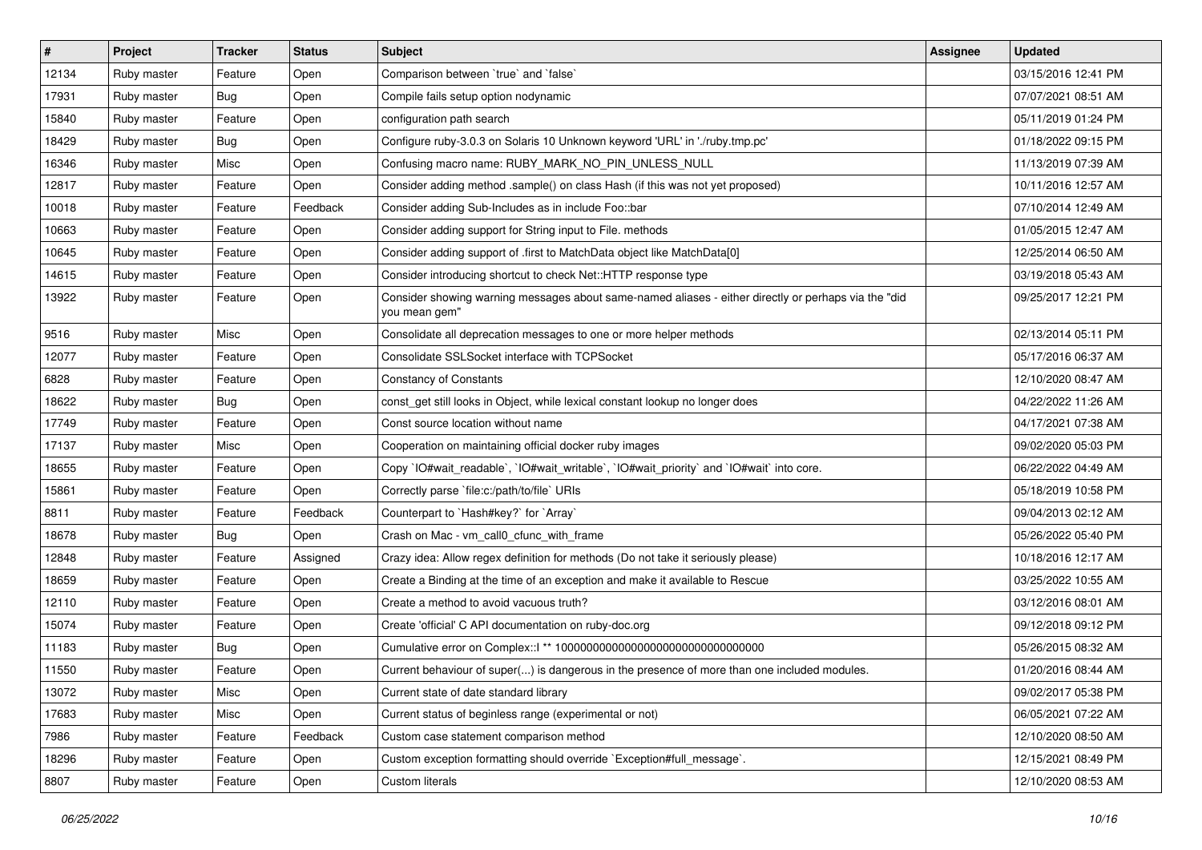| # | Project | Tracker | Status | Subject | Assignee | Updated |
|---|---|---|---|---|---|---|
| 12134 | Ruby master | Feature | Open | Comparison between `true` and `false` | | 03/15/2016 12:41 PM |
| 17931 | Ruby master | Bug | Open | Compile fails setup option nodynamic | | 07/07/2021 08:51 AM |
| 15840 | Ruby master | Feature | Open | configuration path search | | 05/11/2019 01:24 PM |
| 18429 | Ruby master | Bug | Open | Configure ruby-3.0.3 on Solaris 10 Unknown keyword 'URL' in './ruby.tmp.pc' | | 01/18/2022 09:15 PM |
| 16346 | Ruby master | Misc | Open | Confusing macro name: RUBY_MARK_NO_PIN_UNLESS_NULL | | 11/13/2019 07:39 AM |
| 12817 | Ruby master | Feature | Open | Consider adding method .sample() on class Hash (if this was not yet proposed) | | 10/11/2016 12:57 AM |
| 10018 | Ruby master | Feature | Feedback | Consider adding Sub-Includes as in include Foo::bar | | 07/10/2014 12:49 AM |
| 10663 | Ruby master | Feature | Open | Consider adding support for String input to File. methods | | 01/05/2015 12:47 AM |
| 10645 | Ruby master | Feature | Open | Consider adding support of .first to MatchData object like MatchData[0] | | 12/25/2014 06:50 AM |
| 14615 | Ruby master | Feature | Open | Consider introducing shortcut to check Net::HTTP response type | | 03/19/2018 05:43 AM |
| 13922 | Ruby master | Feature | Open | Consider showing warning messages about same-named aliases - either directly or perhaps via the "did you mean gem" | | 09/25/2017 12:21 PM |
| 9516 | Ruby master | Misc | Open | Consolidate all deprecation messages to one or more helper methods | | 02/13/2014 05:11 PM |
| 12077 | Ruby master | Feature | Open | Consolidate SSLSocket interface with TCPSocket | | 05/17/2016 06:37 AM |
| 6828 | Ruby master | Feature | Open | Constancy of Constants | | 12/10/2020 08:47 AM |
| 18622 | Ruby master | Bug | Open | const_get still looks in Object, while lexical constant lookup no longer does | | 04/22/2022 11:26 AM |
| 17749 | Ruby master | Feature | Open | Const source location without name | | 04/17/2021 07:38 AM |
| 17137 | Ruby master | Misc | Open | Cooperation on maintaining official docker ruby images | | 09/02/2020 05:03 PM |
| 18655 | Ruby master | Feature | Open | Copy `IO#wait_readable`, `IO#wait_writable`, `IO#wait_priority` and `IO#wait` into core. | | 06/22/2022 04:49 AM |
| 15861 | Ruby master | Feature | Open | Correctly parse `file:c:/path/to/file` URIs | | 05/18/2019 10:58 PM |
| 8811 | Ruby master | Feature | Feedback | Counterpart to `Hash#key?` for `Array` | | 09/04/2013 02:12 AM |
| 18678 | Ruby master | Bug | Open | Crash on Mac - vm_call0_cfunc_with_frame | | 05/26/2022 05:40 PM |
| 12848 | Ruby master | Feature | Assigned | Crazy idea: Allow regex definition for methods (Do not take it seriously please) | | 10/18/2016 12:17 AM |
| 18659 | Ruby master | Feature | Open | Create a Binding at the time of an exception and make it available to Rescue | | 03/25/2022 10:55 AM |
| 12110 | Ruby master | Feature | Open | Create a method to avoid vacuous truth? | | 03/12/2016 08:01 AM |
| 15074 | Ruby master | Feature | Open | Create 'official' C API documentation on ruby-doc.org | | 09/12/2018 09:12 PM |
| 11183 | Ruby master | Bug | Open | Cumulative error on Complex::I ** 100000000000000000000000000000000 | | 05/26/2015 08:32 AM |
| 11550 | Ruby master | Feature | Open | Current behaviour of super(...) is dangerous in the presence of more than one included modules. | | 01/20/2016 08:44 AM |
| 13072 | Ruby master | Misc | Open | Current state of date standard library | | 09/02/2017 05:38 PM |
| 17683 | Ruby master | Misc | Open | Current status of beginless range (experimental or not) | | 06/05/2021 07:22 AM |
| 7986 | Ruby master | Feature | Feedback | Custom case statement comparison method | | 12/10/2020 08:50 AM |
| 18296 | Ruby master | Feature | Open | Custom exception formatting should override `Exception#full_message`. | | 12/15/2021 08:49 PM |
| 8807 | Ruby master | Feature | Open | Custom literals | | 12/10/2020 08:53 AM |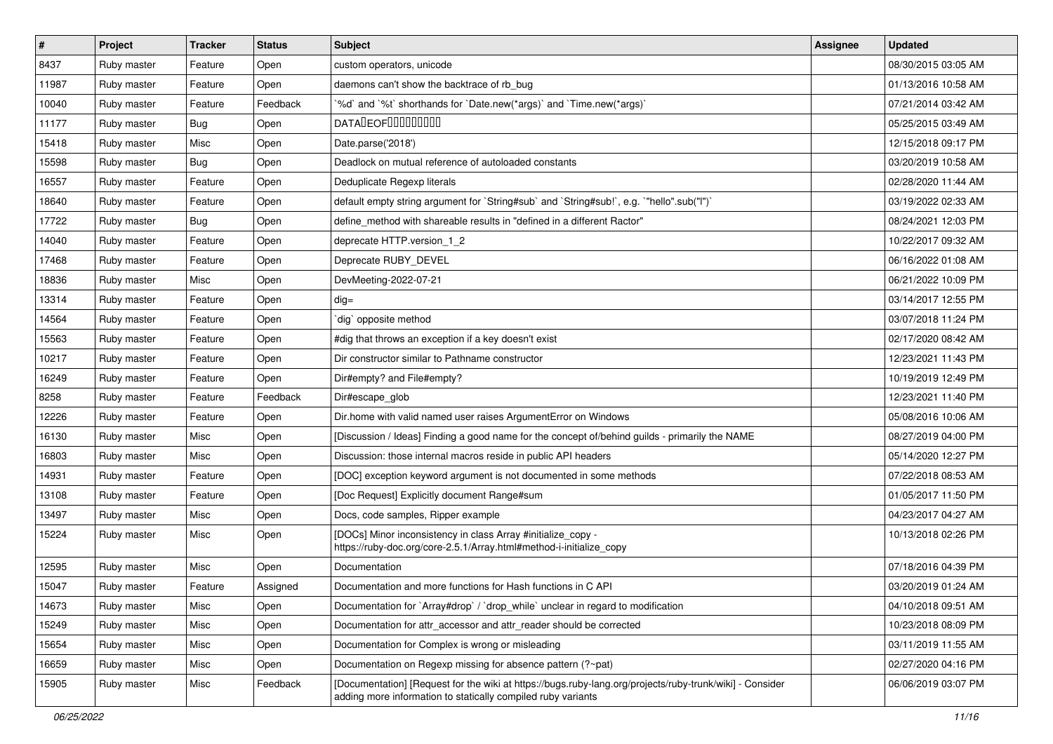| # | Project | Tracker | Status | Subject | Assignee | Updated |
|---|---|---|---|---|---|---|
| 8437 | Ruby master | Feature | Open | custom operators, unicode | | 08/30/2015 03:05 AM |
| 11987 | Ruby master | Feature | Open | daemons can't show the backtrace of rb_bug | | 01/13/2016 10:58 AM |
| 10040 | Ruby master | Feature | Feedback | `%d` and `%t` shorthands for `Date.new(*args)` and `Time.new(*args)` | | 07/21/2014 03:42 AM |
| 11177 | Ruby master | Bug | Open | DATA�EOF��������� | | 05/25/2015 03:49 AM |
| 15418 | Ruby master | Misc | Open | Date.parse('2018') | | 12/15/2018 09:17 PM |
| 15598 | Ruby master | Bug | Open | Deadlock on mutual reference of autoloaded constants | | 03/20/2019 10:58 AM |
| 16557 | Ruby master | Feature | Open | Deduplicate Regexp literals | | 02/28/2020 11:44 AM |
| 18640 | Ruby master | Feature | Open | default empty string argument for `String#sub` and `String#sub!`, e.g. `"hello".sub("l")` | | 03/19/2022 02:33 AM |
| 17722 | Ruby master | Bug | Open | define_method with shareable results in "defined in a different Ractor" | | 08/24/2021 12:03 PM |
| 14040 | Ruby master | Feature | Open | deprecate HTTP.version_1_2 | | 10/22/2017 09:32 AM |
| 17468 | Ruby master | Feature | Open | Deprecate RUBY_DEVEL | | 06/16/2022 01:08 AM |
| 18836 | Ruby master | Misc | Open | DevMeeting-2022-07-21 | | 06/21/2022 10:09 PM |
| 13314 | Ruby master | Feature | Open | dig= | | 03/14/2017 12:55 PM |
| 14564 | Ruby master | Feature | Open | `dig` opposite method | | 03/07/2018 11:24 PM |
| 15563 | Ruby master | Feature | Open | #dig that throws an exception if a key doesn't exist | | 02/17/2020 08:42 AM |
| 10217 | Ruby master | Feature | Open | Dir constructor similar to Pathname constructor | | 12/23/2021 11:43 PM |
| 16249 | Ruby master | Feature | Open | Dir#empty? and File#empty? | | 10/19/2019 12:49 PM |
| 8258 | Ruby master | Feature | Feedback | Dir#escape_glob | | 12/23/2021 11:40 PM |
| 12226 | Ruby master | Feature | Open | Dir.home with valid named user raises ArgumentError on Windows | | 05/08/2016 10:06 AM |
| 16130 | Ruby master | Misc | Open | [Discussion / Ideas] Finding a good name for the concept of/behind guilds - primarily the NAME | | 08/27/2019 04:00 PM |
| 16803 | Ruby master | Misc | Open | Discussion: those internal macros reside in public API headers | | 05/14/2020 12:27 PM |
| 14931 | Ruby master | Feature | Open | [DOC] exception keyword argument is not documented in some methods | | 07/22/2018 08:53 AM |
| 13108 | Ruby master | Feature | Open | [Doc Request] Explicitly document Range#sum | | 01/05/2017 11:50 PM |
| 13497 | Ruby master | Misc | Open | Docs, code samples, Ripper example | | 04/23/2017 04:27 AM |
| 15224 | Ruby master | Misc | Open | [DOCs] Minor inconsistency in class Array #initialize_copy - https://ruby-doc.org/core-2.5.1/Array.html#method-i-initialize_copy | | 10/13/2018 02:26 PM |
| 12595 | Ruby master | Misc | Open | Documentation | | 07/18/2016 04:39 PM |
| 15047 | Ruby master | Feature | Assigned | Documentation and more functions for Hash functions in C API | | 03/20/2019 01:24 AM |
| 14673 | Ruby master | Misc | Open | Documentation for `Array#drop` / `drop_while` unclear in regard to modification | | 04/10/2018 09:51 AM |
| 15249 | Ruby master | Misc | Open | Documentation for attr_accessor and attr_reader should be corrected | | 10/23/2018 08:09 PM |
| 15654 | Ruby master | Misc | Open | Documentation for Complex is wrong or misleading | | 03/11/2019 11:55 AM |
| 16659 | Ruby master | Misc | Open | Documentation on Regexp missing for absence pattern (?~pat) | | 02/27/2020 04:16 PM |
| 15905 | Ruby master | Misc | Feedback | [Documentation] [Request for the wiki at https://bugs.ruby-lang.org/projects/ruby-trunk/wiki] - Consider adding more information to statically compiled ruby variants | | 06/06/2019 03:07 PM |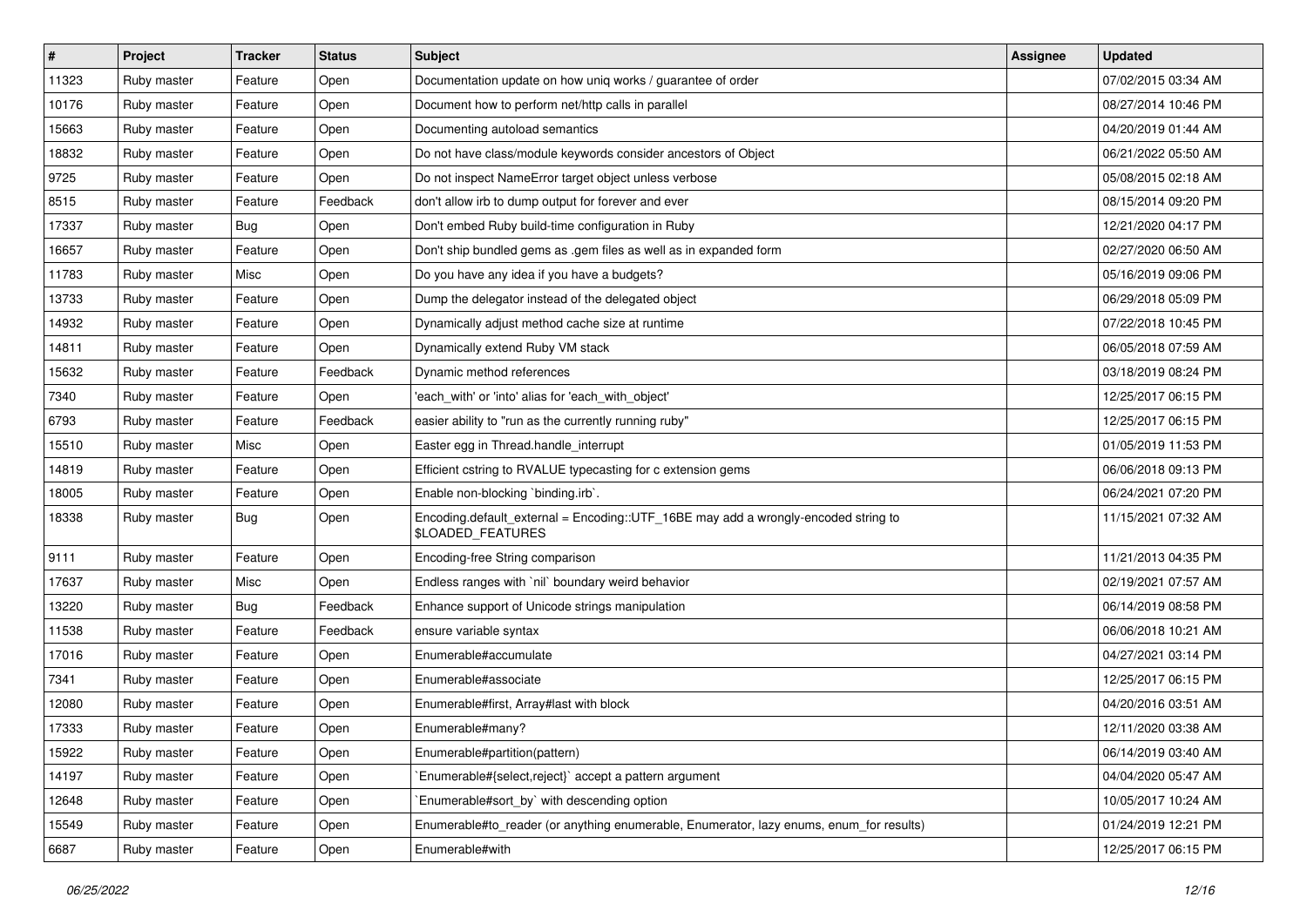| # | Project | Tracker | Status | Subject | Assignee | Updated |
|---|---|---|---|---|---|---|
| 11323 | Ruby master | Feature | Open | Documentation update on how uniq works / guarantee of order | | 07/02/2015 03:34 AM |
| 10176 | Ruby master | Feature | Open | Document how to perform net/http calls in parallel | | 08/27/2014 10:46 PM |
| 15663 | Ruby master | Feature | Open | Documenting autoload semantics | | 04/20/2019 01:44 AM |
| 18832 | Ruby master | Feature | Open | Do not have class/module keywords consider ancestors of Object | | 06/21/2022 05:50 AM |
| 9725 | Ruby master | Feature | Open | Do not inspect NameError target object unless verbose | | 05/08/2015 02:18 AM |
| 8515 | Ruby master | Feature | Feedback | don't allow irb to dump output for forever and ever | | 08/15/2014 09:20 PM |
| 17337 | Ruby master | Bug | Open | Don't embed Ruby build-time configuration in Ruby | | 12/21/2020 04:17 PM |
| 16657 | Ruby master | Feature | Open | Don't ship bundled gems as .gem files as well as in expanded form | | 02/27/2020 06:50 AM |
| 11783 | Ruby master | Misc | Open | Do you have any idea if you have a budgets? | | 05/16/2019 09:06 PM |
| 13733 | Ruby master | Feature | Open | Dump the delegator instead of the delegated object | | 06/29/2018 05:09 PM |
| 14932 | Ruby master | Feature | Open | Dynamically adjust method cache size at runtime | | 07/22/2018 10:45 PM |
| 14811 | Ruby master | Feature | Open | Dynamically extend Ruby VM stack | | 06/05/2018 07:59 AM |
| 15632 | Ruby master | Feature | Feedback | Dynamic method references | | 03/18/2019 08:24 PM |
| 7340 | Ruby master | Feature | Open | 'each_with' or 'into' alias for 'each_with_object' | | 12/25/2017 06:15 PM |
| 6793 | Ruby master | Feature | Feedback | easier ability to "run as the currently running ruby" | | 12/25/2017 06:15 PM |
| 15510 | Ruby master | Misc | Open | Easter egg in Thread.handle_interrupt | | 01/05/2019 11:53 PM |
| 14819 | Ruby master | Feature | Open | Efficient cstring to RVALUE typecasting for c extension gems | | 06/06/2018 09:13 PM |
| 18005 | Ruby master | Feature | Open | Enable non-blocking `binding.irb`. | | 06/24/2021 07:20 PM |
| 18338 | Ruby master | Bug | Open | Encoding.default_external = Encoding::UTF_16BE may add a wrongly-encoded string to $LOADED_FEATURES | | 11/15/2021 07:32 AM |
| 9111 | Ruby master | Feature | Open | Encoding-free String comparison | | 11/21/2013 04:35 PM |
| 17637 | Ruby master | Misc | Open | Endless ranges with `nil` boundary weird behavior | | 02/19/2021 07:57 AM |
| 13220 | Ruby master | Bug | Feedback | Enhance support of Unicode strings manipulation | | 06/14/2019 08:58 PM |
| 11538 | Ruby master | Feature | Feedback | ensure variable syntax | | 06/06/2018 10:21 AM |
| 17016 | Ruby master | Feature | Open | Enumerable#accumulate | | 04/27/2021 03:14 PM |
| 7341 | Ruby master | Feature | Open | Enumerable#associate | | 12/25/2017 06:15 PM |
| 12080 | Ruby master | Feature | Open | Enumerable#first, Array#last with block | | 04/20/2016 03:51 AM |
| 17333 | Ruby master | Feature | Open | Enumerable#many? | | 12/11/2020 03:38 AM |
| 15922 | Ruby master | Feature | Open | Enumerable#partition(pattern) | | 06/14/2019 03:40 AM |
| 14197 | Ruby master | Feature | Open | `Enumerable#{select,reject}` accept a pattern argument | | 04/04/2020 05:47 AM |
| 12648 | Ruby master | Feature | Open | `Enumerable#sort_by` with descending option | | 10/05/2017 10:24 AM |
| 15549 | Ruby master | Feature | Open | Enumerable#to_reader (or anything enumerable, Enumerator, lazy enums, enum_for results) | | 01/24/2019 12:21 PM |
| 6687 | Ruby master | Feature | Open | Enumerable#with | | 12/25/2017 06:15 PM |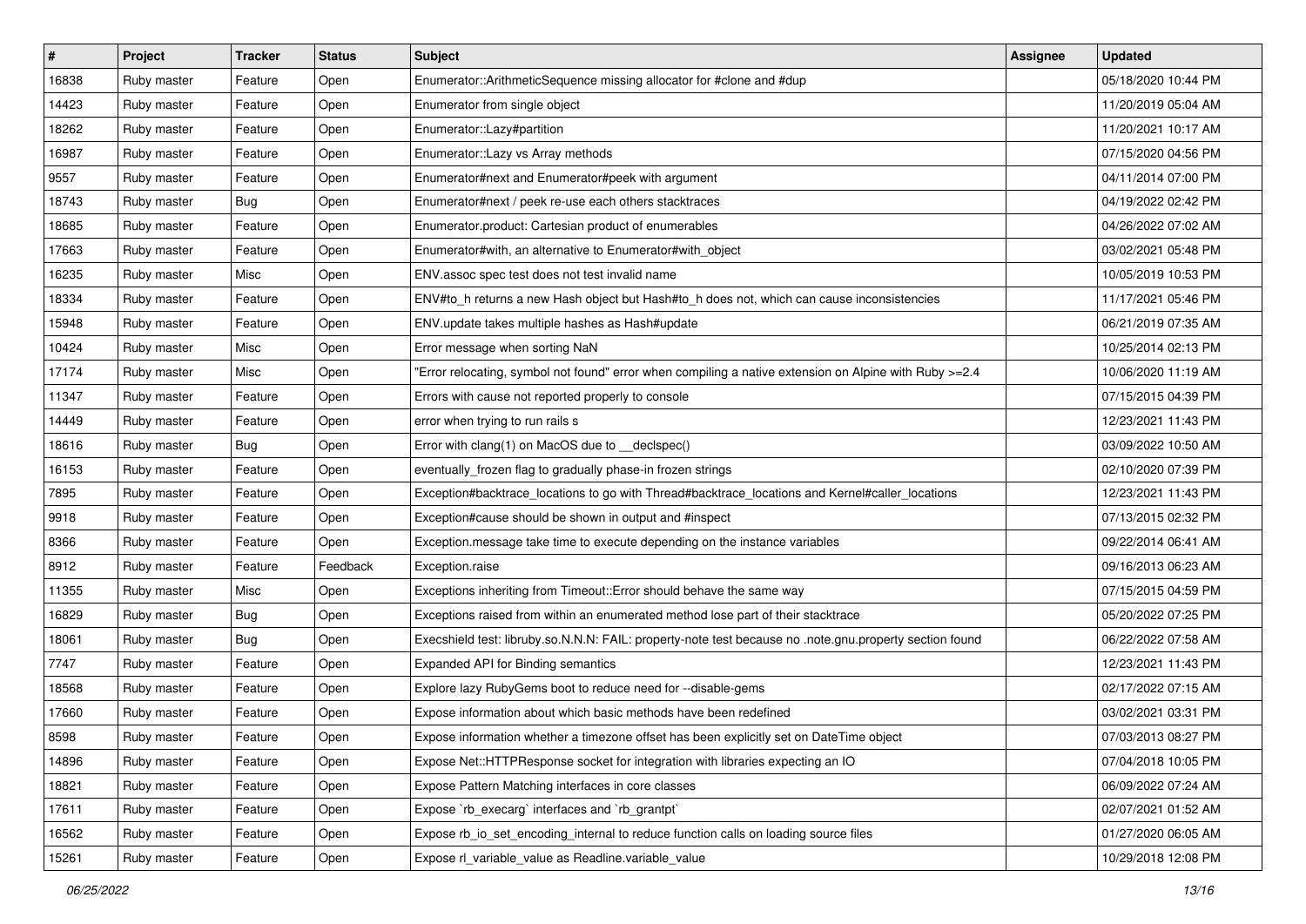| # | Project | Tracker | Status | Subject | Assignee | Updated |
|---|---|---|---|---|---|---|
| 16838 | Ruby master | Feature | Open | Enumerator::ArithmeticSequence missing allocator for #clone and #dup | | 05/18/2020 10:44 PM |
| 14423 | Ruby master | Feature | Open | Enumerator from single object | | 11/20/2019 05:04 AM |
| 18262 | Ruby master | Feature | Open | Enumerator::Lazy#partition | | 11/20/2021 10:17 AM |
| 16987 | Ruby master | Feature | Open | Enumerator::Lazy vs Array methods | | 07/15/2020 04:56 PM |
| 9557 | Ruby master | Feature | Open | Enumerator#next and Enumerator#peek with argument | | 04/11/2014 07:00 PM |
| 18743 | Ruby master | Bug | Open | Enumerator#next / peek re-use each others stacktraces | | 04/19/2022 02:42 PM |
| 18685 | Ruby master | Feature | Open | Enumerator.product: Cartesian product of enumerables | | 04/26/2022 07:02 AM |
| 17663 | Ruby master | Feature | Open | Enumerator#with, an alternative to Enumerator#with_object | | 03/02/2021 05:48 PM |
| 16235 | Ruby master | Misc | Open | ENV.assoc spec test does not test invalid name | | 10/05/2019 10:53 PM |
| 18334 | Ruby master | Feature | Open | ENV#to_h returns a new Hash object but Hash#to_h does not, which can cause inconsistencies | | 11/17/2021 05:46 PM |
| 15948 | Ruby master | Feature | Open | ENV.update takes multiple hashes as Hash#update | | 06/21/2019 07:35 AM |
| 10424 | Ruby master | Misc | Open | Error message when sorting NaN | | 10/25/2014 02:13 PM |
| 17174 | Ruby master | Misc | Open | "Error relocating, symbol not found" error when compiling a native extension on Alpine with Ruby >=2.4 | | 10/06/2020 11:19 AM |
| 11347 | Ruby master | Feature | Open | Errors with cause not reported properly to console | | 07/15/2015 04:39 PM |
| 14449 | Ruby master | Feature | Open | error when trying to run rails s | | 12/23/2021 11:43 PM |
| 18616 | Ruby master | Bug | Open | Error with clang(1) on MacOS due to __declspec() | | 03/09/2022 10:50 AM |
| 16153 | Ruby master | Feature | Open | eventually_frozen flag to gradually phase-in frozen strings | | 02/10/2020 07:39 PM |
| 7895 | Ruby master | Feature | Open | Exception#backtrace_locations to go with Thread#backtrace_locations and Kernel#caller_locations | | 12/23/2021 11:43 PM |
| 9918 | Ruby master | Feature | Open | Exception#cause should be shown in output and #inspect | | 07/13/2015 02:32 PM |
| 8366 | Ruby master | Feature | Open | Exception.message take time to execute depending on the instance variables | | 09/22/2014 06:41 AM |
| 8912 | Ruby master | Feature | Feedback | Exception.raise | | 09/16/2013 06:23 AM |
| 11355 | Ruby master | Misc | Open | Exceptions inheriting from Timeout::Error should behave the same way | | 07/15/2015 04:59 PM |
| 16829 | Ruby master | Bug | Open | Exceptions raised from within an enumerated method lose part of their stacktrace | | 05/20/2022 07:25 PM |
| 18061 | Ruby master | Bug | Open | Execshield test: libruby.so.N.N.N: FAIL: property-note test because no .note.gnu.property section found | | 06/22/2022 07:58 AM |
| 7747 | Ruby master | Feature | Open | Expanded API for Binding semantics | | 12/23/2021 11:43 PM |
| 18568 | Ruby master | Feature | Open | Explore lazy RubyGems boot to reduce need for --disable-gems | | 02/17/2022 07:15 AM |
| 17660 | Ruby master | Feature | Open | Expose information about which basic methods have been redefined | | 03/02/2021 03:31 PM |
| 8598 | Ruby master | Feature | Open | Expose information whether a timezone offset has been explicitly set on DateTime object | | 07/03/2013 08:27 PM |
| 14896 | Ruby master | Feature | Open | Expose Net::HTTPResponse socket for integration with libraries expecting an IO | | 07/04/2018 10:05 PM |
| 18821 | Ruby master | Feature | Open | Expose Pattern Matching interfaces in core classes | | 06/09/2022 07:24 AM |
| 17611 | Ruby master | Feature | Open | Expose `rb_execarg` interfaces and `rb_grantpt` | | 02/07/2021 01:52 AM |
| 16562 | Ruby master | Feature | Open | Expose rb_io_set_encoding_internal to reduce function calls on loading source files | | 01/27/2020 06:05 AM |
| 15261 | Ruby master | Feature | Open | Expose rl_variable_value as Readline.variable_value | | 10/29/2018 12:08 PM |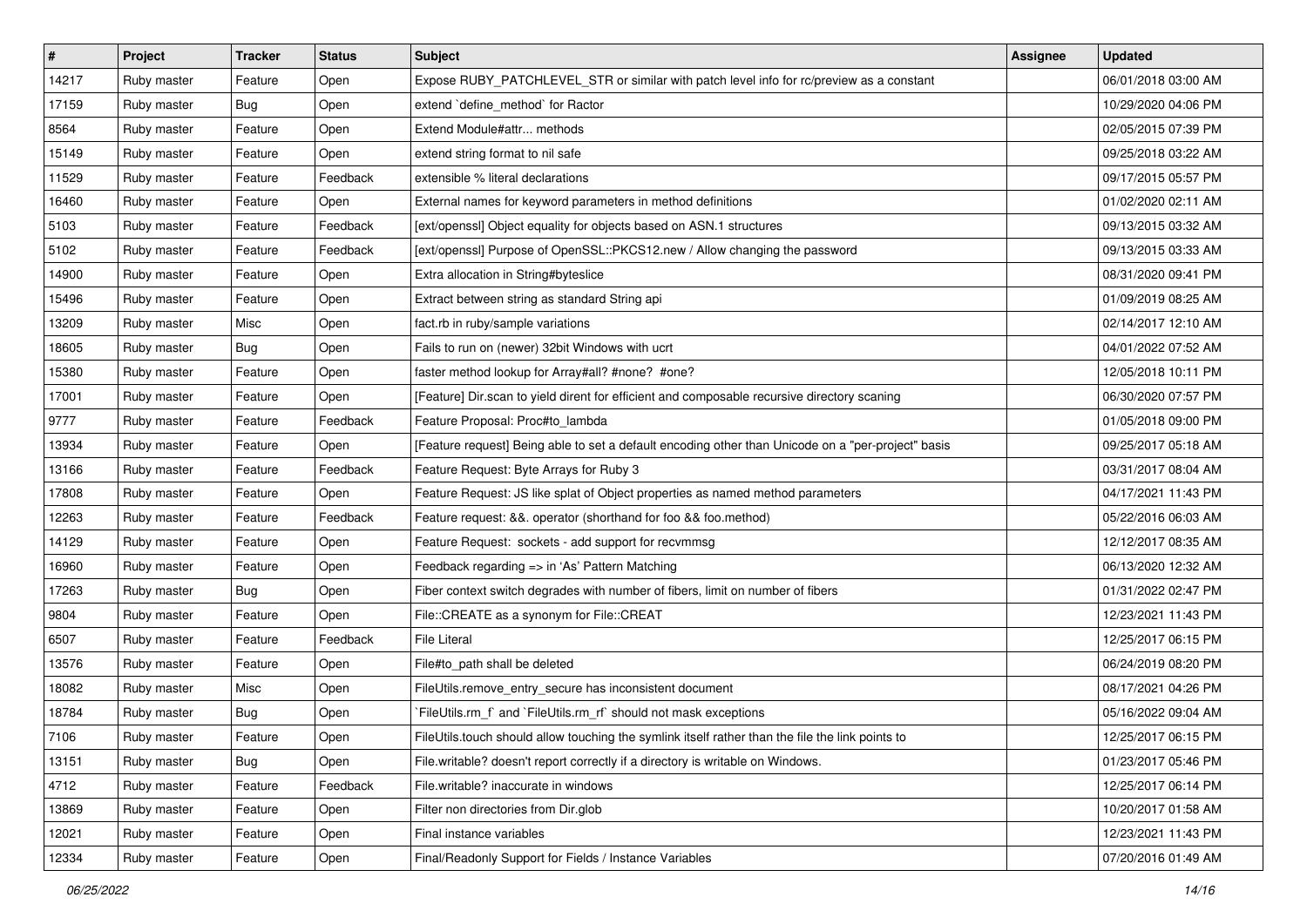| # | Project | Tracker | Status | Subject | Assignee | Updated |
|---|---|---|---|---|---|---|
| 14217 | Ruby master | Feature | Open | Expose RUBY_PATCHLEVEL_STR or similar with patch level info for rc/preview as a constant | | 06/01/2018 03:00 AM |
| 17159 | Ruby master | Bug | Open | extend `define_method` for Ractor | | 10/29/2020 04:06 PM |
| 8564 | Ruby master | Feature | Open | Extend Module#attr... methods | | 02/05/2015 07:39 PM |
| 15149 | Ruby master | Feature | Open | extend string format to nil safe | | 09/25/2018 03:22 AM |
| 11529 | Ruby master | Feature | Feedback | extensible % literal declarations | | 09/17/2015 05:57 PM |
| 16460 | Ruby master | Feature | Open | External names for keyword parameters in method definitions | | 01/02/2020 02:11 AM |
| 5103 | Ruby master | Feature | Feedback | [ext/openssl] Object equality for objects based on ASN.1 structures | | 09/13/2015 03:32 AM |
| 5102 | Ruby master | Feature | Feedback | [ext/openssl] Purpose of OpenSSL::PKCS12.new / Allow changing the password | | 09/13/2015 03:33 AM |
| 14900 | Ruby master | Feature | Open | Extra allocation in String#byteslice | | 08/31/2020 09:41 PM |
| 15496 | Ruby master | Feature | Open | Extract between string as standard String api | | 01/09/2019 08:25 AM |
| 13209 | Ruby master | Misc | Open | fact.rb in ruby/sample variations | | 02/14/2017 12:10 AM |
| 18605 | Ruby master | Bug | Open | Fails to run on (newer) 32bit Windows with ucrt | | 04/01/2022 07:52 AM |
| 15380 | Ruby master | Feature | Open | faster method lookup for Array#all? #none? #one? | | 12/05/2018 10:11 PM |
| 17001 | Ruby master | Feature | Open | [Feature] Dir.scan to yield dirent for efficient and composable recursive directory scaning | | 06/30/2020 07:57 PM |
| 9777 | Ruby master | Feature | Feedback | Feature Proposal: Proc#to_lambda | | 01/05/2018 09:00 PM |
| 13934 | Ruby master | Feature | Open | [Feature request] Being able to set a default encoding other than Unicode on a "per-project" basis | | 09/25/2017 05:18 AM |
| 13166 | Ruby master | Feature | Feedback | Feature Request: Byte Arrays for Ruby 3 | | 03/31/2017 08:04 AM |
| 17808 | Ruby master | Feature | Open | Feature Request: JS like splat of Object properties as named method parameters | | 04/17/2021 11:43 PM |
| 12263 | Ruby master | Feature | Feedback | Feature request: &&. operator (shorthand for foo && foo.method) | | 05/22/2016 06:03 AM |
| 14129 | Ruby master | Feature | Open | Feature Request: sockets - add support for recvmmsg | | 12/12/2017 08:35 AM |
| 16960 | Ruby master | Feature | Open | Feedback regarding => in 'As' Pattern Matching | | 06/13/2020 12:32 AM |
| 17263 | Ruby master | Bug | Open | Fiber context switch degrades with number of fibers, limit on number of fibers | | 01/31/2022 02:47 PM |
| 9804 | Ruby master | Feature | Open | File::CREATE as a synonym for File::CREAT | | 12/23/2021 11:43 PM |
| 6507 | Ruby master | Feature | Feedback | File Literal | | 12/25/2017 06:15 PM |
| 13576 | Ruby master | Feature | Open | File#to_path shall be deleted | | 06/24/2019 08:20 PM |
| 18082 | Ruby master | Misc | Open | FileUtils.remove_entry_secure has inconsistent document | | 08/17/2021 04:26 PM |
| 18784 | Ruby master | Bug | Open | `FileUtils.rm_f` and `FileUtils.rm_rf` should not mask exceptions | | 05/16/2022 09:04 AM |
| 7106 | Ruby master | Feature | Open | FileUtils.touch should allow touching the symlink itself rather than the file the link points to | | 12/25/2017 06:15 PM |
| 13151 | Ruby master | Bug | Open | File.writable? doesn't report correctly if a directory is writable on Windows. | | 01/23/2017 05:46 PM |
| 4712 | Ruby master | Feature | Feedback | File.writable? inaccurate in windows | | 12/25/2017 06:14 PM |
| 13869 | Ruby master | Feature | Open | Filter non directories from Dir.glob | | 10/20/2017 01:58 AM |
| 12021 | Ruby master | Feature | Open | Final instance variables | | 12/23/2021 11:43 PM |
| 12334 | Ruby master | Feature | Open | Final/Readonly Support for Fields / Instance Variables | | 07/20/2016 01:49 AM |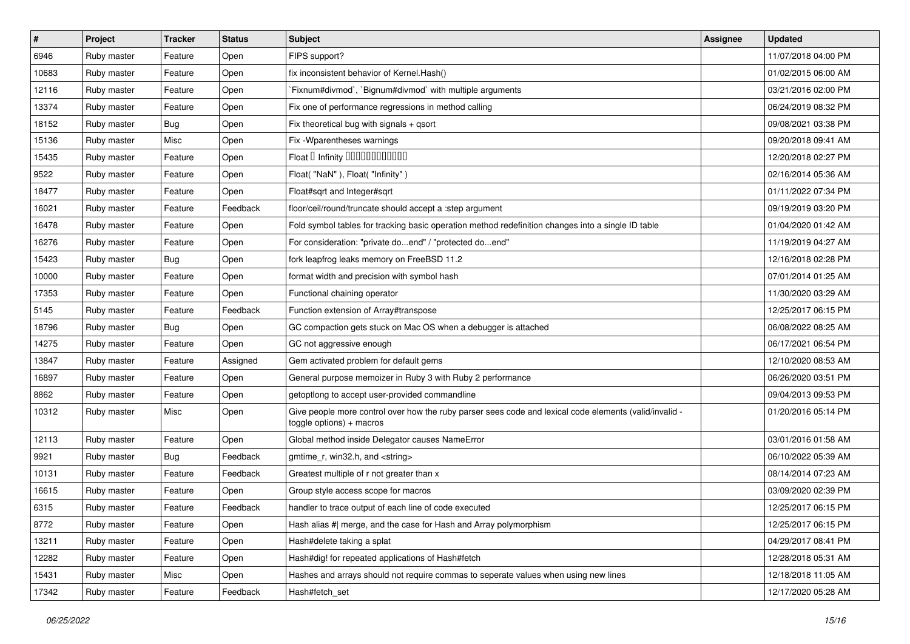| # | Project | Tracker | Status | Subject | Assignee | Updated |
|---|---|---|---|---|---|---|
| 6946 | Ruby master | Feature | Open | FIPS support? | | 11/07/2018 04:00 PM |
| 10683 | Ruby master | Feature | Open | fix inconsistent behavior of Kernel.Hash() | | 01/02/2015 06:00 AM |
| 12116 | Ruby master | Feature | Open | `Fixnum#divmod`, `Bignum#divmod` with multiple arguments | | 03/21/2016 02:00 PM |
| 13374 | Ruby master | Feature | Open | Fix one of performance regressions in method calling | | 06/24/2019 08:32 PM |
| 18152 | Ruby master | Bug | Open | Fix theoretical bug with signals + qsort | | 09/08/2021 03:38 PM |
| 15136 | Ruby master | Misc | Open | Fix -Wparentheses warnings | | 09/20/2018 09:41 AM |
| 15435 | Ruby master | Feature | Open | Float � Infinity ������������ | | 12/20/2018 02:27 PM |
| 9522 | Ruby master | Feature | Open | Float( "NaN" ), Float( "Infinity" ) | | 02/16/2014 05:36 AM |
| 18477 | Ruby master | Feature | Open | Float#sqrt and Integer#sqrt | | 01/11/2022 07:34 PM |
| 16021 | Ruby master | Feature | Feedback | floor/ceil/round/truncate should accept a :step argument | | 09/19/2019 03:20 PM |
| 16478 | Ruby master | Feature | Open | Fold symbol tables for tracking basic operation method redefinition changes into a single ID table | | 01/04/2020 01:42 AM |
| 16276 | Ruby master | Feature | Open | For consideration: "private do...end" / "protected do...end" | | 11/19/2019 04:27 AM |
| 15423 | Ruby master | Bug | Open | fork leapfrog leaks memory on FreeBSD 11.2 | | 12/16/2018 02:28 PM |
| 10000 | Ruby master | Feature | Open | format width and precision with symbol hash | | 07/01/2014 01:25 AM |
| 17353 | Ruby master | Feature | Open | Functional chaining operator | | 11/30/2020 03:29 AM |
| 5145 | Ruby master | Feature | Feedback | Function extension of Array#transpose | | 12/25/2017 06:15 PM |
| 18796 | Ruby master | Bug | Open | GC compaction gets stuck on Mac OS when a debugger is attached | | 06/08/2022 08:25 AM |
| 14275 | Ruby master | Feature | Open | GC not aggressive enough | | 06/17/2021 06:54 PM |
| 13847 | Ruby master | Feature | Assigned | Gem activated problem for default gems | | 12/10/2020 08:53 AM |
| 16897 | Ruby master | Feature | Open | General purpose memoizer in Ruby 3 with Ruby 2 performance | | 06/26/2020 03:51 PM |
| 8862 | Ruby master | Feature | Open | getoptlong to accept user-provided commandline | | 09/04/2013 09:53 PM |
| 10312 | Ruby master | Misc | Open | Give people more control over how the ruby parser sees code and lexical code elements (valid/invalid - toggle options) + macros | | 01/20/2016 05:14 PM |
| 12113 | Ruby master | Feature | Open | Global method inside Delegator causes NameError | | 03/01/2016 01:58 AM |
| 9921 | Ruby master | Bug | Feedback | gmtime_r, win32.h, and <string> | | 06/10/2022 05:39 AM |
| 10131 | Ruby master | Feature | Feedback | Greatest multiple of r not greater than x | | 08/14/2014 07:23 AM |
| 16615 | Ruby master | Feature | Open | Group style access scope for macros | | 03/09/2020 02:39 PM |
| 6315 | Ruby master | Feature | Feedback | handler to trace output of each line of code executed | | 12/25/2017 06:15 PM |
| 8772 | Ruby master | Feature | Open | Hash alias #\| merge, and the case for Hash and Array polymorphism | | 12/25/2017 06:15 PM |
| 13211 | Ruby master | Feature | Open | Hash#delete taking a splat | | 04/29/2017 08:41 PM |
| 12282 | Ruby master | Feature | Open | Hash#dig! for repeated applications of Hash#fetch | | 12/28/2018 05:31 AM |
| 15431 | Ruby master | Misc | Open | Hashes and arrays should not require commas to seperate values when using new lines | | 12/18/2018 11:05 AM |
| 17342 | Ruby master | Feature | Feedback | Hash#fetch_set | | 12/17/2020 05:28 AM |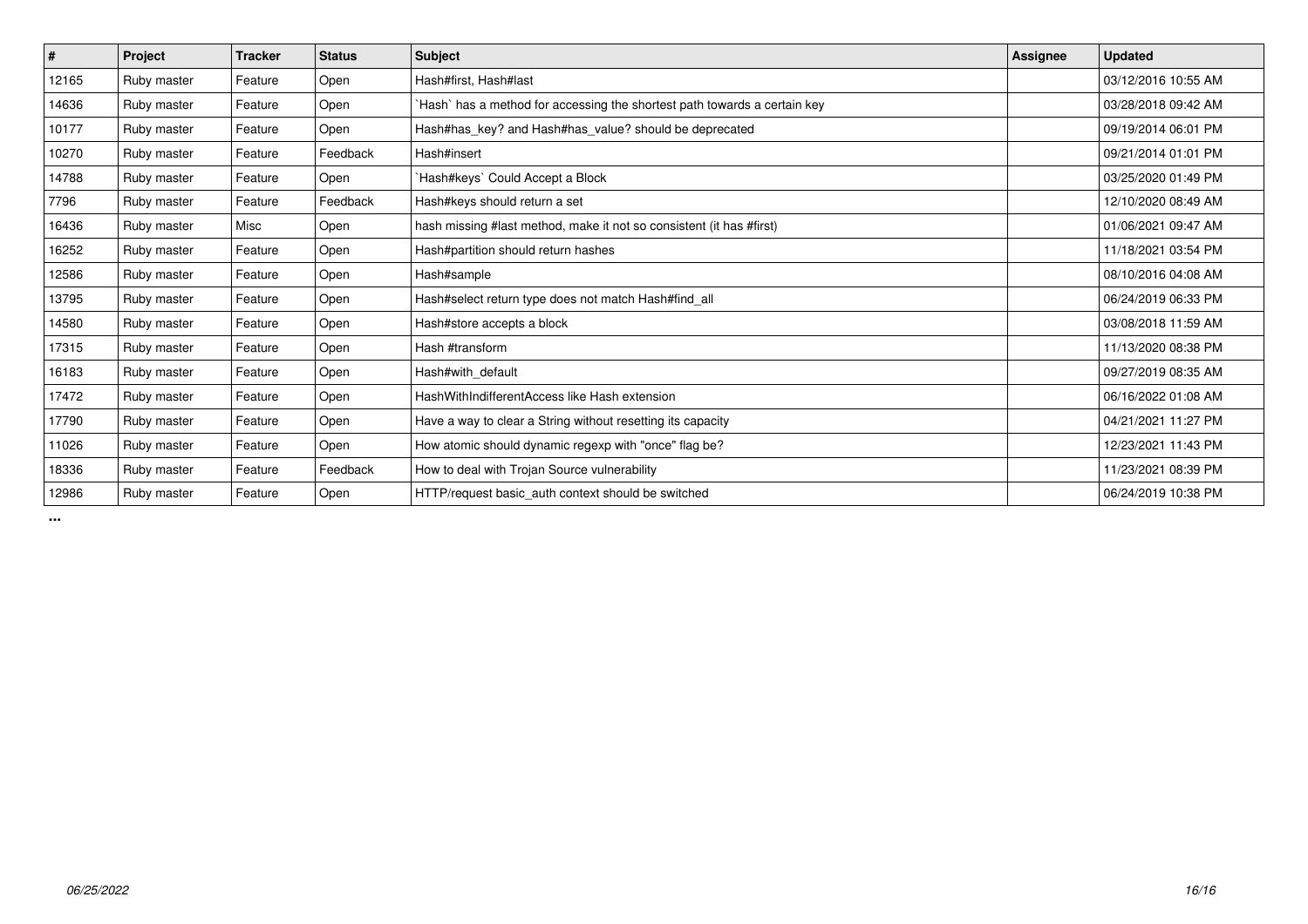| # | Project | Tracker | Status | Subject | Assignee | Updated |
| --- | --- | --- | --- | --- | --- | --- |
| 12165 | Ruby master | Feature | Open | Hash#first, Hash#last | | 03/12/2016 10:55 AM |
| 14636 | Ruby master | Feature | Open | `Hash` has a method for accessing the shortest path towards a certain key | | 03/28/2018 09:42 AM |
| 10177 | Ruby master | Feature | Open | Hash#has_key? and Hash#has_value? should be deprecated | | 09/19/2014 06:01 PM |
| 10270 | Ruby master | Feature | Feedback | Hash#insert | | 09/21/2014 01:01 PM |
| 14788 | Ruby master | Feature | Open | `Hash#keys` Could Accept a Block | | 03/25/2020 01:49 PM |
| 7796 | Ruby master | Feature | Feedback | Hash#keys should return a set | | 12/10/2020 08:49 AM |
| 16436 | Ruby master | Misc | Open | hash missing #last method, make it not so consistent (it has #first) | | 01/06/2021 09:47 AM |
| 16252 | Ruby master | Feature | Open | Hash#partition should return hashes | | 11/18/2021 03:54 PM |
| 12586 | Ruby master | Feature | Open | Hash#sample | | 08/10/2016 04:08 AM |
| 13795 | Ruby master | Feature | Open | Hash#select return type does not match Hash#find_all | | 06/24/2019 06:33 PM |
| 14580 | Ruby master | Feature | Open | Hash#store accepts a block | | 03/08/2018 11:59 AM |
| 17315 | Ruby master | Feature | Open | Hash #transform | | 11/13/2020 08:38 PM |
| 16183 | Ruby master | Feature | Open | Hash#with_default | | 09/27/2019 08:35 AM |
| 17472 | Ruby master | Feature | Open | HashWithIndifferentAccess like Hash extension | | 06/16/2022 01:08 AM |
| 17790 | Ruby master | Feature | Open | Have a way to clear a String without resetting its capacity | | 04/21/2021 11:27 PM |
| 11026 | Ruby master | Feature | Open | How atomic should dynamic regexp with "once" flag be? | | 12/23/2021 11:43 PM |
| 18336 | Ruby master | Feature | Feedback | How to deal with Trojan Source vulnerability | | 11/23/2021 08:39 PM |
| 12986 | Ruby master | Feature | Open | HTTP/request basic_auth context should be switched | | 06/24/2019 10:38 PM |

...